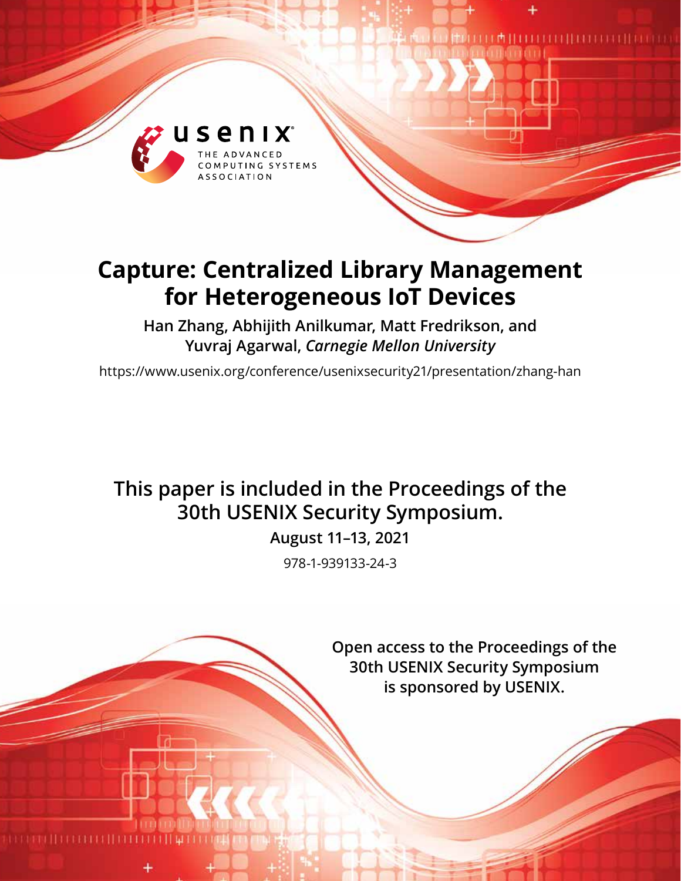# Capture: Centralized Library Management for Heterogeneous IoT Devices

**Han Zhang, Abhijith Anilkumar, Matt Fredrikson, and Yuvraj Agarwal,** ***Carnegie Mellon University***

https://www.usenix.org/conference/usenixsecurity21/presentation/zhang-han

**This paper is included in the Proceedings of the 30th USENIX Security Symposium.**

**August 11–13, 2021**

978-1-939133-24-3

**Open access to the Proceedings of the 30th USENIX Security Symposium is sponsored by USENIX.**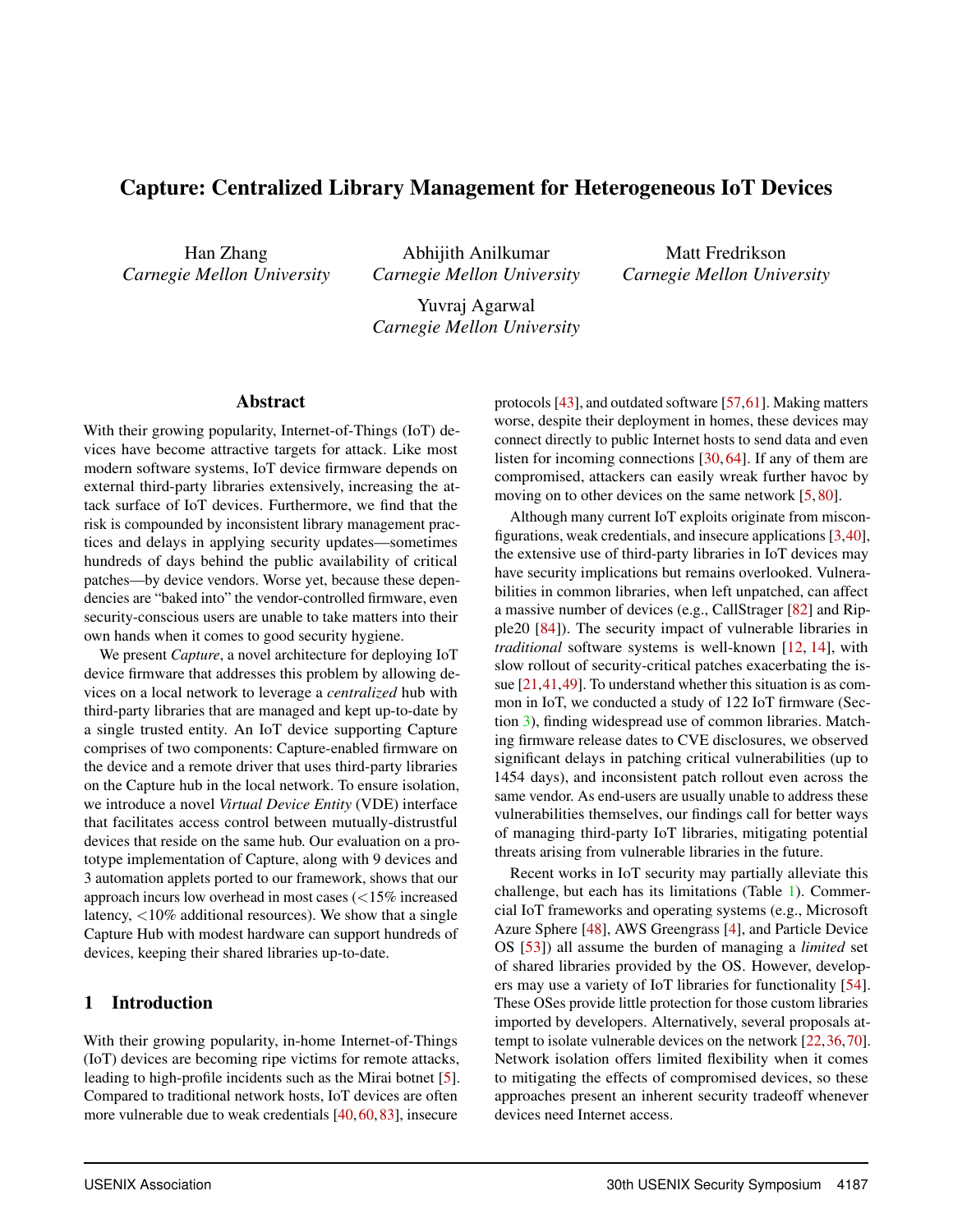# Capture: Centralized Library Management for Heterogeneous IoT Devices

Han Zhang
*Carnegie Mellon University*

Abhijith Anilkumar
*Carnegie Mellon University*

Matt Fredrikson
*Carnegie Mellon University*

Yuvraj Agarwal
*Carnegie Mellon University*

## Abstract

With their growing popularity, Internet-of-Things (IoT) devices have become attractive targets for attack. Like most modern software systems, IoT device firmware depends on external third-party libraries extensively, increasing the attack surface of IoT devices. Furthermore, we find that the risk is compounded by inconsistent library management practices and delays in applying security updates—sometimes hundreds of days behind the public availability of critical patches—by device vendors. Worse yet, because these dependencies are "baked into" the vendor-controlled firmware, even security-conscious users are unable to take matters into their own hands when it comes to good security hygiene.

We present *Capture*, a novel architecture for deploying IoT device firmware that addresses this problem by allowing devices on a local network to leverage a *centralized* hub with third-party libraries that are managed and kept up-to-date by a single trusted entity. An IoT device supporting Capture comprises of two components: Capture-enabled firmware on the device and a remote driver that uses third-party libraries on the Capture hub in the local network. To ensure isolation, we introduce a novel *Virtual Device Entity* (VDE) interface that facilitates access control between mutually-distrustful devices that reside on the same hub. Our evaluation on a prototype implementation of Capture, along with 9 devices and 3 automation applets ported to our framework, shows that our approach incurs low overhead in most cases (<15% increased latency, <10% additional resources). We show that a single Capture Hub with modest hardware can support hundreds of devices, keeping their shared libraries up-to-date.

## 1 Introduction

With their growing popularity, in-home Internet-of-Things (IoT) devices are becoming ripe victims for remote attacks, leading to high-profile incidents such as the Mirai botnet [5]. Compared to traditional network hosts, IoT devices are often more vulnerable due to weak credentials [40, 60, 83], insecure protocols [43], and outdated software [57, 61]. Making matters worse, despite their deployment in homes, these devices may connect directly to public Internet hosts to send data and even listen for incoming connections [30, 64]. If any of them are compromised, attackers can easily wreak further havoc by moving on to other devices on the same network [5, 80].

Although many current IoT exploits originate from misconfigurations, weak credentials, and insecure applications [3, 40], the extensive use of third-party libraries in IoT devices may have security implications but remains overlooked. Vulnerabilities in common libraries, when left unpatched, can affect a massive number of devices (e.g., CallStrager [82] and Ripple20 [84]). The security impact of vulnerable libraries in *traditional* software systems is well-known [12, 14], with slow rollout of security-critical patches exacerbating the issue [21, 41, 49]. To understand whether this situation is as common in IoT, we conducted a study of 122 IoT firmware (Section 3), finding widespread use of common libraries. Matching firmware release dates to CVE disclosures, we observed significant delays in patching critical vulnerabilities (up to 1454 days), and inconsistent patch rollout even across the same vendor. As end-users are usually unable to address these vulnerabilities themselves, our findings call for better ways of managing third-party IoT libraries, mitigating potential threats arising from vulnerable libraries in the future.

Recent works in IoT security may partially alleviate this challenge, but each has its limitations (Table 1). Commercial IoT frameworks and operating systems (e.g., Microsoft Azure Sphere [48], AWS Greengrass [4], and Particle Device OS [53]) all assume the burden of managing a *limited* set of shared libraries provided by the OS. However, developers may use a variety of IoT libraries for functionality [54]. These OSes provide little protection for those custom libraries imported by developers. Alternatively, several proposals attempt to isolate vulnerable devices on the network [22, 36, 70]. Network isolation offers limited flexibility when it comes to mitigating the effects of compromised devices, so these approaches present an inherent security tradeoff whenever devices need Internet access.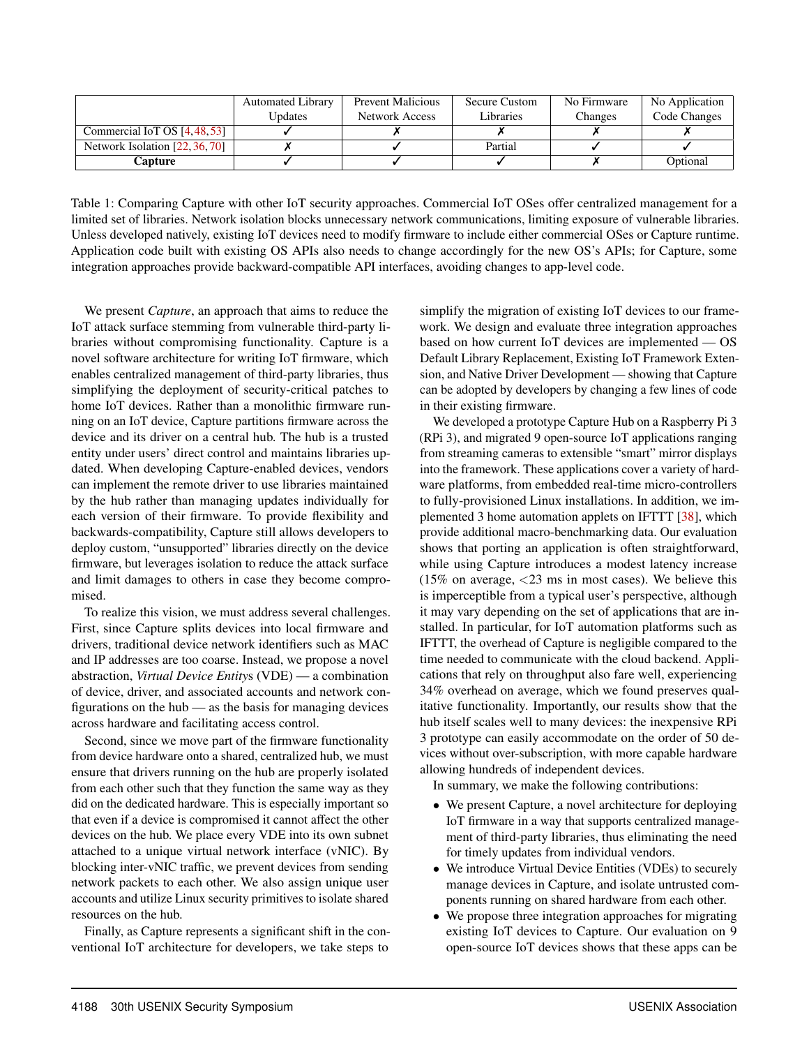| | Automated Library Updates | Prevent Malicious Network Access | Secure Custom Libraries | No Firmware Changes | No Application Code Changes |
|---|---|---|---|---|---|
| Commercial IoT OS [4, 48, 53] | ✓ | ✗ | ✗ | ✗ | ✗ |
| Network Isolation [22, 36, 70] | ✗ | ✓ | Partial | ✓ | ✓ |
| **Capture** | ✓ | ✓ | ✓ | ✗ | Optional |

Table 1: Comparing Capture with other IoT security approaches. Commercial IoT OSes offer centralized management for a limited set of libraries. Network isolation blocks unnecessary network communications, limiting exposure of vulnerable libraries. Unless developed natively, existing IoT devices need to modify firmware to include either commercial OSes or Capture runtime. Application code built with existing OS APIs also needs to change accordingly for the new OS's APIs; for Capture, some integration approaches provide backward-compatible API interfaces, avoiding changes to app-level code.

We present *Capture*, an approach that aims to reduce the IoT attack surface stemming from vulnerable third-party libraries without compromising functionality. Capture is a novel software architecture for writing IoT firmware, which enables centralized management of third-party libraries, thus simplifying the deployment of security-critical patches to home IoT devices. Rather than a monolithic firmware running on an IoT device, Capture partitions firmware across the device and its driver on a central hub. The hub is a trusted entity under users' direct control and maintains libraries updated. When developing Capture-enabled devices, vendors can implement the remote driver to use libraries maintained by the hub rather than managing updates individually for each version of their firmware. To provide flexibility and backwards-compatibility, Capture still allows developers to deploy custom, "unsupported" libraries directly on the device firmware, but leverages isolation to reduce the attack surface and limit damages to others in case they become compromised.

To realize this vision, we must address several challenges. First, since Capture splits devices into local firmware and drivers, traditional device network identifiers such as MAC and IP addresses are too coarse. Instead, we propose a novel abstraction, *Virtual Device Entity*s (VDE) — a combination of device, driver, and associated accounts and network configurations on the hub — as the basis for managing devices across hardware and facilitating access control.

Second, since we move part of the firmware functionality from device hardware onto a shared, centralized hub, we must ensure that drivers running on the hub are properly isolated from each other such that they function the same way as they did on the dedicated hardware. This is especially important so that even if a device is compromised it cannot affect the other devices on the hub. We place every VDE into its own subnet attached to a unique virtual network interface (vNIC). By blocking inter-vNIC traffic, we prevent devices from sending network packets to each other. We also assign unique user accounts and utilize Linux security primitives to isolate shared resources on the hub.

Finally, as Capture represents a significant shift in the conventional IoT architecture for developers, we take steps to simplify the migration of existing IoT devices to our framework. We design and evaluate three integration approaches based on how current IoT devices are implemented — OS Default Library Replacement, Existing IoT Framework Extension, and Native Driver Development — showing that Capture can be adopted by developers by changing a few lines of code in their existing firmware.

We developed a prototype Capture Hub on a Raspberry Pi 3 (RPi 3), and migrated 9 open-source IoT applications ranging from streaming cameras to extensible "smart" mirror displays into the framework. These applications cover a variety of hardware platforms, from embedded real-time micro-controllers to fully-provisioned Linux installations. In addition, we implemented 3 home automation applets on IFTTT [38], which provide additional macro-benchmarking data. Our evaluation shows that porting an application is often straightforward, while using Capture introduces a modest latency increase (15% on average, <23 ms in most cases). We believe this is imperceptible from a typical user's perspective, although it may vary depending on the set of applications that are installed. In particular, for IoT automation platforms such as IFTTT, the overhead of Capture is negligible compared to the time needed to communicate with the cloud backend. Applications that rely on throughput also fare well, experiencing 34% overhead on average, which we found preserves qualitative functionality. Importantly, our results show that the hub itself scales well to many devices: the inexpensive RPi 3 prototype can easily accommodate on the order of 50 devices without over-subscription, with more capable hardware allowing hundreds of independent devices.

In summary, we make the following contributions:

- We present Capture, a novel architecture for deploying IoT firmware in a way that supports centralized management of third-party libraries, thus eliminating the need for timely updates from individual vendors.
- We introduce Virtual Device Entities (VDEs) to securely manage devices in Capture, and isolate untrusted components running on shared hardware from each other.
- We propose three integration approaches for migrating existing IoT devices to Capture. Our evaluation on 9 open-source IoT devices shows that these apps can be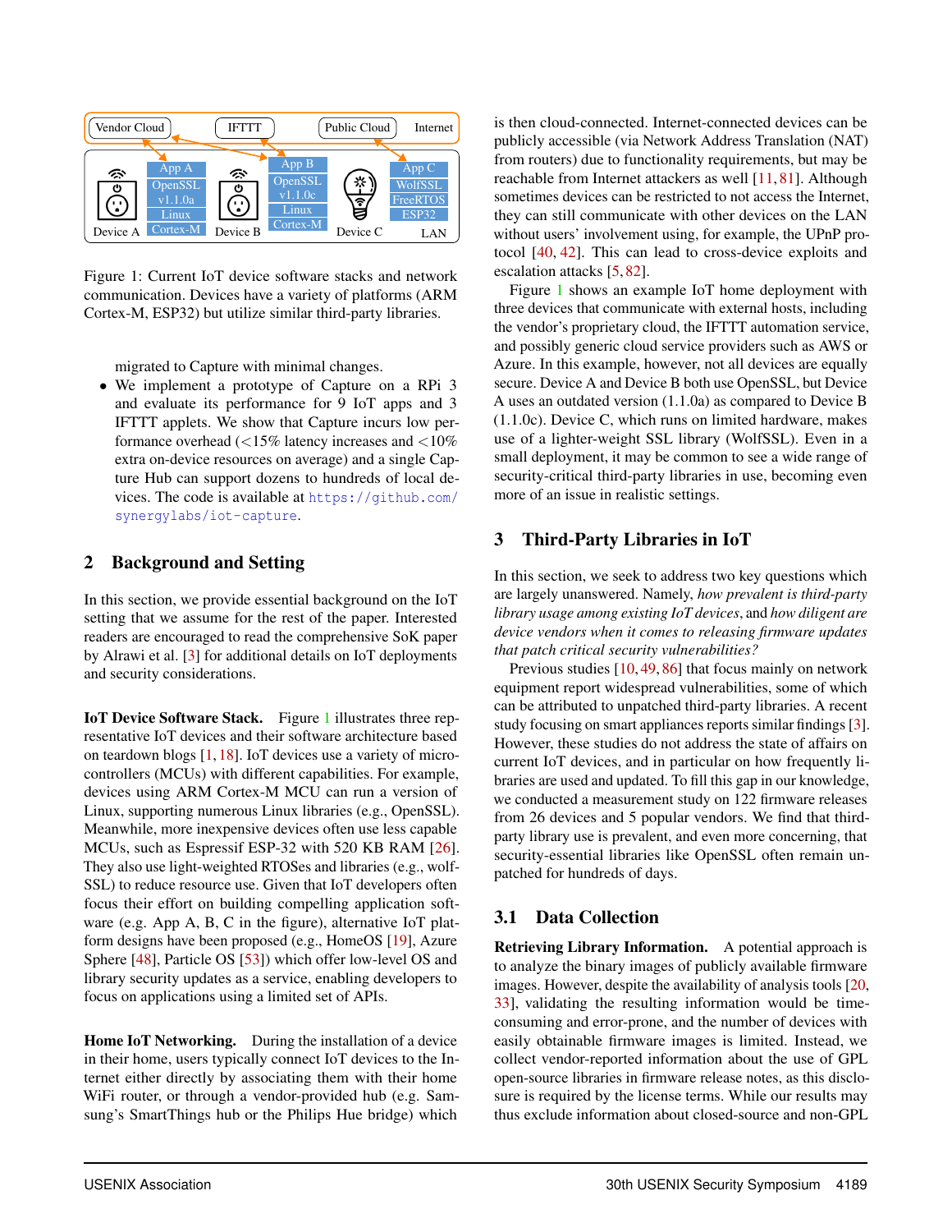Figure 1: Current IoT device software stacks and network communication. Devices have a variety of platforms (ARM Cortex-M, ESP32) but utilize similar third-party libraries.

migrated to Capture with minimal changes.

- We implement a prototype of Capture on a RPi 3 and evaluate its performance for 9 IoT apps and 3 IFTTT applets. We show that Capture incurs low performance overhead (<15% latency increases and <10% extra on-device resources on average) and a single Capture Hub can support dozens to hundreds of local devices. The code is available at https://github.com/synergylabs/iot-capture.

## 2 Background and Setting

In this section, we provide essential background on the IoT setting that we assume for the rest of the paper. Interested readers are encouraged to read the comprehensive SoK paper by Alrawi et al. [3] for additional details on IoT deployments and security considerations.

**IoT Device Software Stack.** Figure 1 illustrates three representative IoT devices and their software architecture based on teardown blogs [1, 18]. IoT devices use a variety of microcontrollers (MCUs) with different capabilities. For example, devices using ARM Cortex-M MCU can run a version of Linux, supporting numerous Linux libraries (e.g., OpenSSL). Meanwhile, more inexpensive devices often use less capable MCUs, such as Espressif ESP-32 with 520 KB RAM [26]. They also use light-weighted RTOSes and libraries (e.g., wolfSSL) to reduce resource use. Given that IoT developers often focus their effort on building compelling application software (e.g. App A, B, C in the figure), alternative IoT platform designs have been proposed (e.g., HomeOS [19], Azure Sphere [48], Particle OS [53]) which offer low-level OS and library security updates as a service, enabling developers to focus on applications using a limited set of APIs.

**Home IoT Networking.** During the installation of a device in their home, users typically connect IoT devices to the Internet either directly by associating them with their home WiFi router, or through a vendor-provided hub (e.g. Samsung's SmartThings hub or the Philips Hue bridge) which is then cloud-connected. Internet-connected devices can be publicly accessible (via Network Address Translation (NAT) from routers) due to functionality requirements, but may be reachable from Internet attackers as well [11, 81]. Although sometimes devices can be restricted to not access the Internet, they can still communicate with other devices on the LAN without users' involvement using, for example, the UPnP protocol [40, 42]. This can lead to cross-device exploits and escalation attacks [5, 82].

Figure 1 shows an example IoT home deployment with three devices that communicate with external hosts, including the vendor's proprietary cloud, the IFTTT automation service, and possibly generic cloud service providers such as AWS or Azure. In this example, however, not all devices are equally secure. Device A and Device B both use OpenSSL, but Device A uses an outdated version (1.1.0a) as compared to Device B (1.1.0c). Device C, which runs on limited hardware, makes use of a lighter-weight SSL library (WolfSSL). Even in a small deployment, it may be common to see a wide range of security-critical third-party libraries in use, becoming even more of an issue in realistic settings.

## 3 Third-Party Libraries in IoT

In this section, we seek to address two key questions which are largely unanswered. Namely, *how prevalent is third-party library usage among existing IoT devices*, and *how diligent are device vendors when it comes to releasing firmware updates that patch critical security vulnerabilities?*

Previous studies [10, 49, 86] that focus mainly on network equipment report widespread vulnerabilities, some of which can be attributed to unpatched third-party libraries. A recent study focusing on smart appliances reports similar findings [3]. However, these studies do not address the state of affairs on current IoT devices, and in particular on how frequently libraries are used and updated. To fill this gap in our knowledge, we conducted a measurement study on 122 firmware releases from 26 devices and 5 popular vendors. We find that third-party library use is prevalent, and even more concerning, that security-essential libraries like OpenSSL often remain unpatched for hundreds of days.

### 3.1 Data Collection

**Retrieving Library Information.** A potential approach is to analyze the binary images of publicly available firmware images. However, despite the availability of analysis tools [20, 33], validating the resulting information would be time-consuming and error-prone, and the number of devices with easily obtainable firmware images is limited. Instead, we collect vendor-reported information about the use of GPL open-source libraries in firmware release notes, as this disclosure is required by the license terms. While our results may thus exclude information about closed-source and non-GPL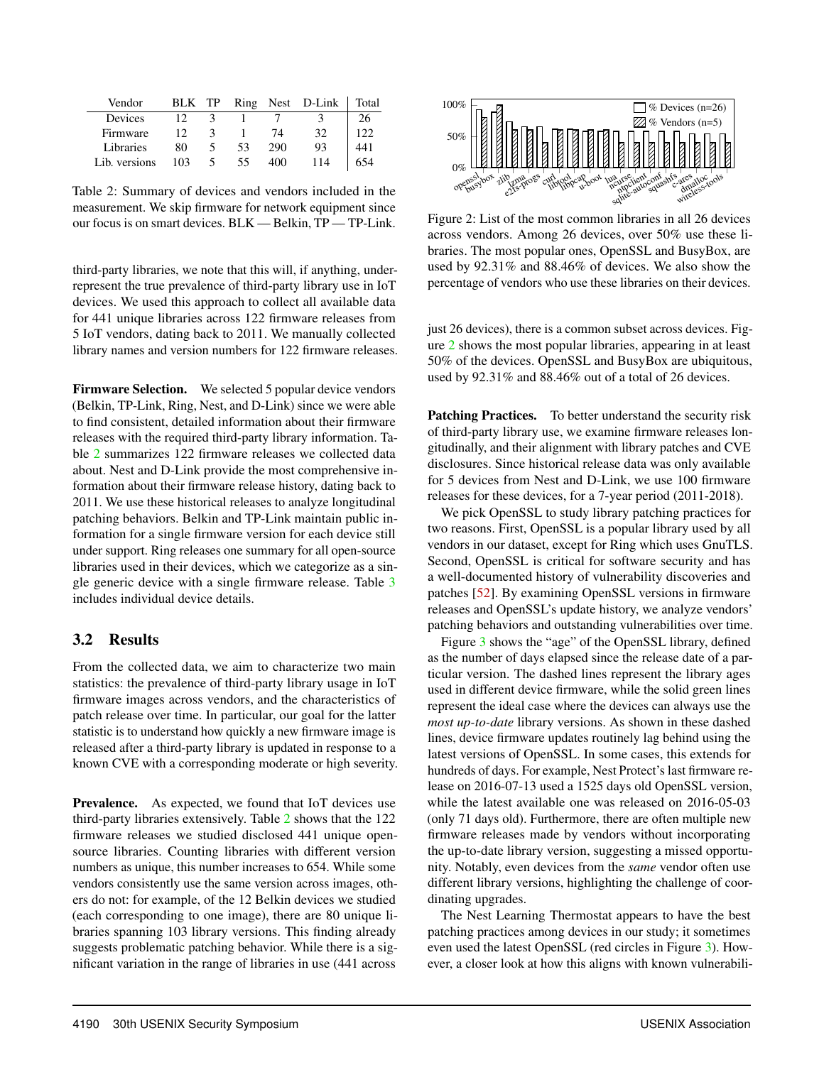| Vendor | BLK | TP | Ring | Nest | D-Link | Total |
|---|---|---|---|---|---|---|
| Devices | 12 | 3 | 1 | 7 | 3 | 26 |
| Firmware | 12 | 3 | 1 | 74 | 32 | 122 |
| Libraries | 80 | 5 | 53 | 290 | 93 | 441 |
| Lib. versions | 103 | 5 | 55 | 400 | 114 | 654 |

Table 2: Summary of devices and vendors included in the measurement. We skip firmware for network equipment since our focus is on smart devices. BLK — Belkin, TP — TP-Link.

third-party libraries, we note that this will, if anything, under-represent the true prevalence of third-party library use in IoT devices. We used this approach to collect all available data for 441 unique libraries across 122 firmware releases from 5 IoT vendors, dating back to 2011. We manually collected library names and version numbers for 122 firmware releases.

**Firmware Selection.** We selected 5 popular device vendors (Belkin, TP-Link, Ring, Nest, and D-Link) since we were able to find consistent, detailed information about their firmware releases with the required third-party library information. Table 2 summarizes 122 firmware releases we collected data about. Nest and D-Link provide the most comprehensive information about their firmware release history, dating back to 2011. We use these historical releases to analyze longitudinal patching behaviors. Belkin and TP-Link maintain public information for a single firmware version for each device still under support. Ring releases one summary for all open-source libraries used in their devices, which we categorize as a single generic device with a single firmware release. Table 3 includes individual device details.

## 3.2 Results

From the collected data, we aim to characterize two main statistics: the prevalence of third-party library usage in IoT firmware images across vendors, and the characteristics of patch release over time. In particular, our goal for the latter statistic is to understand how quickly a new firmware image is released after a third-party library is updated in response to a known CVE with a corresponding moderate or high severity.

**Prevalence.** As expected, we found that IoT devices use third-party libraries extensively. Table 2 shows that the 122 firmware releases we studied disclosed 441 unique open-source libraries. Counting libraries with different version numbers as unique, this number increases to 654. While some vendors consistently use the same version across images, others do not: for example, of the 12 Belkin devices we studied (each corresponding to one image), there are 80 unique libraries spanning 103 library versions. This finding already suggests problematic patching behavior. While there is a significant variation in the range of libraries in use (441 across just 26 devices), there is a common subset across devices. Figure 2 shows the most popular libraries, appearing in at least 50% of the devices. OpenSSL and BusyBox are ubiquitous, used by 92.31% and 88.46% out of a total of 26 devices.

Figure 2: List of the most common libraries in all 26 devices across vendors. Among 26 devices, over 50% use these libraries. The most popular ones, OpenSSL and BusyBox, are used by 92.31% and 88.46% of devices. We also show the percentage of vendors who use these libraries on their devices.

**Patching Practices.** To better understand the security risk of third-party library use, we examine firmware releases longitudinally, and their alignment with library patches and CVE disclosures. Since historical release data was only available for 5 devices from Nest and D-Link, we use 100 firmware releases for these devices, for a 7-year period (2011-2018).

We pick OpenSSL to study library patching practices for two reasons. First, OpenSSL is a popular library used by all vendors in our dataset, except for Ring which uses GnuTLS. Second, OpenSSL is critical for software security and has a well-documented history of vulnerability discoveries and patches [52]. By examining OpenSSL versions in firmware releases and OpenSSL's update history, we analyze vendors' patching behaviors and outstanding vulnerabilities over time.

Figure 3 shows the "age" of the OpenSSL library, defined as the number of days elapsed since the release date of a particular version. The dashed lines represent the library ages used in different device firmware, while the solid green lines represent the ideal case where the devices can always use the *most up-to-date* library versions. As shown in these dashed lines, device firmware updates routinely lag behind using the latest versions of OpenSSL. In some cases, this extends for hundreds of days. For example, Nest Protect's last firmware release on 2016-07-13 used a 1525 days old OpenSSL version, while the latest available one was released on 2016-05-03 (only 71 days old). Furthermore, there are often multiple new firmware releases made by vendors without incorporating the up-to-date library version, suggesting a missed opportunity. Notably, even devices from the *same* vendor often use different library versions, highlighting the challenge of coordinating upgrades.

The Nest Learning Thermostat appears to have the best patching practices among devices in our study; it sometimes even used the latest OpenSSL (red circles in Figure 3). However, a closer look at how this aligns with known vulnerabili-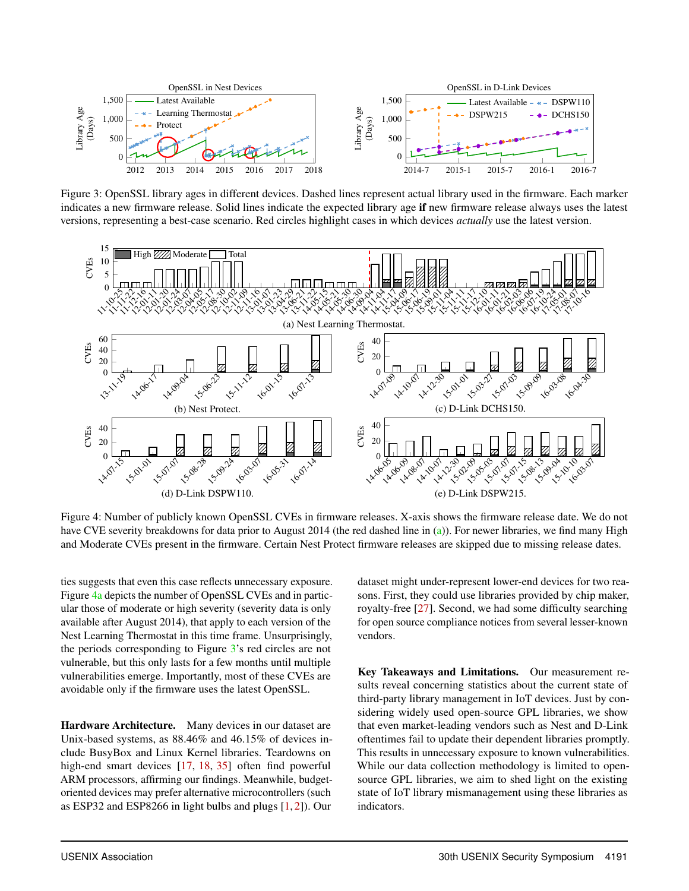Figure 3: OpenSSL library ages in different devices. Dashed lines represent actual library used in the firmware. Each marker indicates a new firmware release. Solid lines indicate the expected library age **if** new firmware release always uses the latest versions, representing a best-case scenario. Red circles highlight cases in which devices *actually* use the latest version.

Figure 4: Number of publicly known OpenSSL CVEs in firmware releases. X-axis shows the firmware release date. We do not have CVE severity breakdowns for data prior to August 2014 (the red dashed line in (a)). For newer libraries, we find many High and Moderate CVEs present in the firmware. Certain Nest Protect firmware releases are skipped due to missing release dates.

ties suggests that even this case reflects unnecessary exposure. Figure 4a depicts the number of OpenSSL CVEs and in particular those of moderate or high severity (severity data is only available after August 2014), that apply to each version of the Nest Learning Thermostat in this time frame. Unsurprisingly, the periods corresponding to Figure 3's red circles are not vulnerable, but this only lasts for a few months until multiple vulnerabilities emerge. Importantly, most of these CVEs are avoidable only if the firmware uses the latest OpenSSL.

**Hardware Architecture.** Many devices in our dataset are Unix-based systems, as 88.46% and 46.15% of devices include BusyBox and Linux Kernel libraries. Teardowns on high-end smart devices [17, 18, 35] often find powerful ARM processors, affirming our findings. Meanwhile, budget-oriented devices may prefer alternative microcontrollers (such as ESP32 and ESP8266 in light bulbs and plugs [1, 2]). Our dataset might under-represent lower-end devices for two reasons. First, they could use libraries provided by chip maker, royalty-free [27]. Second, we had some difficulty searching for open source compliance notices from several lesser-known vendors.

**Key Takeaways and Limitations.** Our measurement results reveal concerning statistics about the current state of third-party library management in IoT devices. Just by considering widely used open-source GPL libraries, we show that even market-leading vendors such as Nest and D-Link oftentimes fail to update their dependent libraries promptly. This results in unnecessary exposure to known vulnerabilities. While our data collection methodology is limited to open-source GPL libraries, we aim to shed light on the existing state of IoT library mismanagement using these libraries as indicators.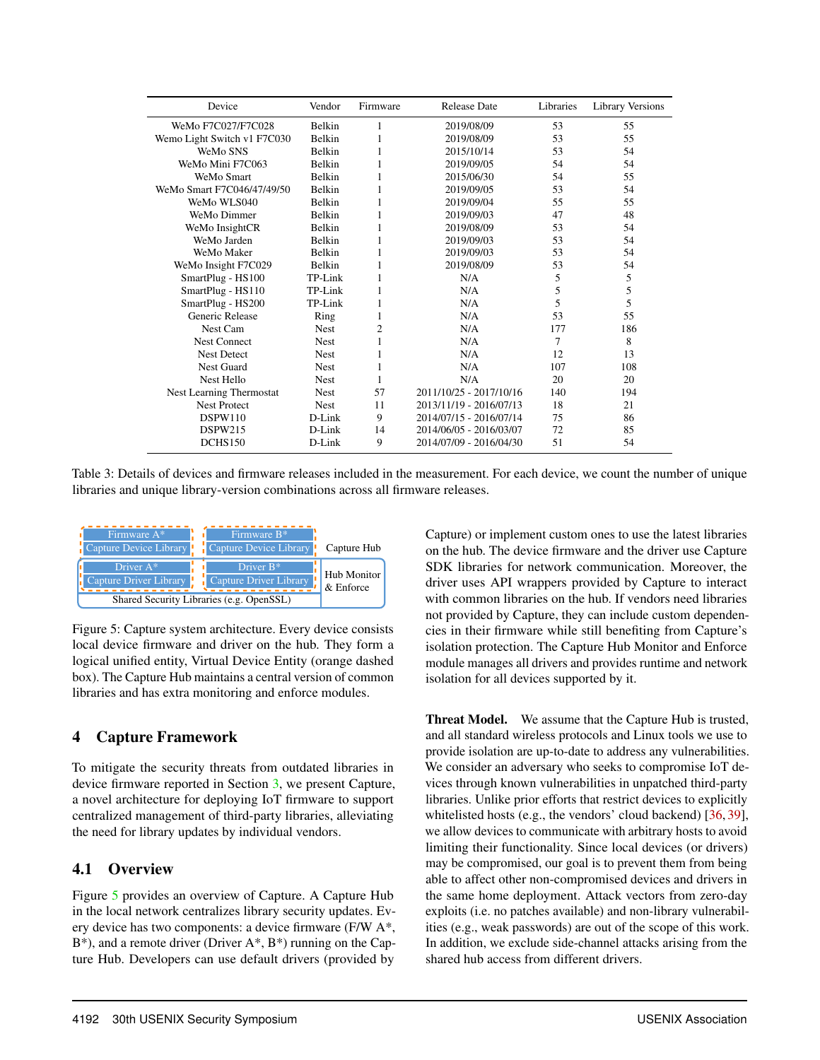| Device | Vendor | Firmware | Release Date | Libraries | Library Versions |
|---|---|---|---|---|---|
| WeMo F7C027/F7C028 | Belkin | 1 | 2019/08/09 | 53 | 55 |
| Wemo Light Switch v1 F7C030 | Belkin | 1 | 2019/08/09 | 53 | 55 |
| WeMo SNS | Belkin | 1 | 2015/10/14 | 53 | 54 |
| WeMo Mini F7C063 | Belkin | 1 | 2019/09/05 | 54 | 54 |
| WeMo Smart | Belkin | 1 | 2015/06/30 | 54 | 55 |
| WeMo Smart F7C046/47/49/50 | Belkin | 1 | 2019/09/05 | 53 | 54 |
| WeMo WLS040 | Belkin | 1 | 2019/09/04 | 55 | 55 |
| WeMo Dimmer | Belkin | 1 | 2019/09/03 | 47 | 48 |
| WeMo InsightCR | Belkin | 1 | 2019/08/09 | 53 | 54 |
| WeMo Jarden | Belkin | 1 | 2019/09/03 | 53 | 54 |
| WeMo Maker | Belkin | 1 | 2019/09/03 | 53 | 54 |
| WeMo Insight F7C029 | Belkin | 1 | 2019/08/09 | 53 | 54 |
| SmartPlug - HS100 | TP-Link | 1 | N/A | 5 | 5 |
| SmartPlug - HS110 | TP-Link | 1 | N/A | 5 | 5 |
| SmartPlug - HS200 | TP-Link | 1 | N/A | 5 | 5 |
| Generic Release | Ring | 1 | N/A | 53 | 55 |
| Nest Cam | Nest | 2 | N/A | 177 | 186 |
| Nest Connect | Nest | 1 | N/A | 7 | 8 |
| Nest Detect | Nest | 1 | N/A | 12 | 13 |
| Nest Guard | Nest | 1 | N/A | 107 | 108 |
| Nest Hello | Nest | 1 | N/A | 20 | 20 |
| Nest Learning Thermostat | Nest | 57 | 2011/10/25 - 2017/10/16 | 140 | 194 |
| Nest Protect | Nest | 11 | 2013/11/19 - 2016/07/13 | 18 | 21 |
| DSPW110 | D-Link | 9 | 2014/07/15 - 2016/07/14 | 75 | 86 |
| DSPW215 | D-Link | 14 | 2014/06/05 - 2016/03/07 | 72 | 85 |
| DCHS150 | D-Link | 9 | 2014/07/09 - 2016/04/30 | 51 | 54 |

Table 3: Details of devices and firmware releases included in the measurement. For each device, we count the number of unique libraries and unique library-version combinations across all firmware releases.

| Firmware A* / Capture Device Library | Firmware B* / Capture Device Library | Capture Hub |
|---|---|---|
| Driver A* / Capture Driver Library | Driver B* / Capture Driver Library | Hub Monitor & Enforce |
| Shared Security Libraries (e.g. OpenSSL) | | |

Figure 5: Capture system architecture. Every device consists local device firmware and driver on the hub. They form a logical unified entity, Virtual Device Entity (orange dashed box). The Capture Hub maintains a central version of common libraries and has extra monitoring and enforce modules.

## 4 Capture Framework

To mitigate the security threats from outdated libraries in device firmware reported in Section 3, we present Capture, a novel architecture for deploying IoT firmware to support centralized management of third-party libraries, alleviating the need for library updates by individual vendors.

### 4.1 Overview

Figure 5 provides an overview of Capture. A Capture Hub in the local network centralizes library security updates. Every device has two components: a device firmware (F/W A*, B*), and a remote driver (Driver A*, B*) running on the Capture Hub. Developers can use default drivers (provided by Capture) or implement custom ones to use the latest libraries on the hub. The device firmware and the driver use Capture SDK libraries for network communication. Moreover, the driver uses API wrappers provided by Capture to interact with common libraries on the hub. If vendors need libraries not provided by Capture, they can include custom dependencies in their firmware while still benefiting from Capture's isolation protection. The Capture Hub Monitor and Enforce module manages all drivers and provides runtime and network isolation for all devices supported by it.

**Threat Model.** We assume that the Capture Hub is trusted, and all standard wireless protocols and Linux tools we use to provide isolation are up-to-date to address any vulnerabilities. We consider an adversary who seeks to compromise IoT devices through known vulnerabilities in unpatched third-party libraries. Unlike prior efforts that restrict devices to explicitly whitelisted hosts (e.g., the vendors' cloud backend) [36, 39], we allow devices to communicate with arbitrary hosts to avoid limiting their functionality. Since local devices (or drivers) may be compromised, our goal is to prevent them from being able to affect other non-compromised devices and drivers in the same home deployment. Attack vectors from zero-day exploits (i.e. no patches available) and non-library vulnerabilities (e.g., weak passwords) are out of the scope of this work. In addition, we exclude side-channel attacks arising from the shared hub access from different drivers.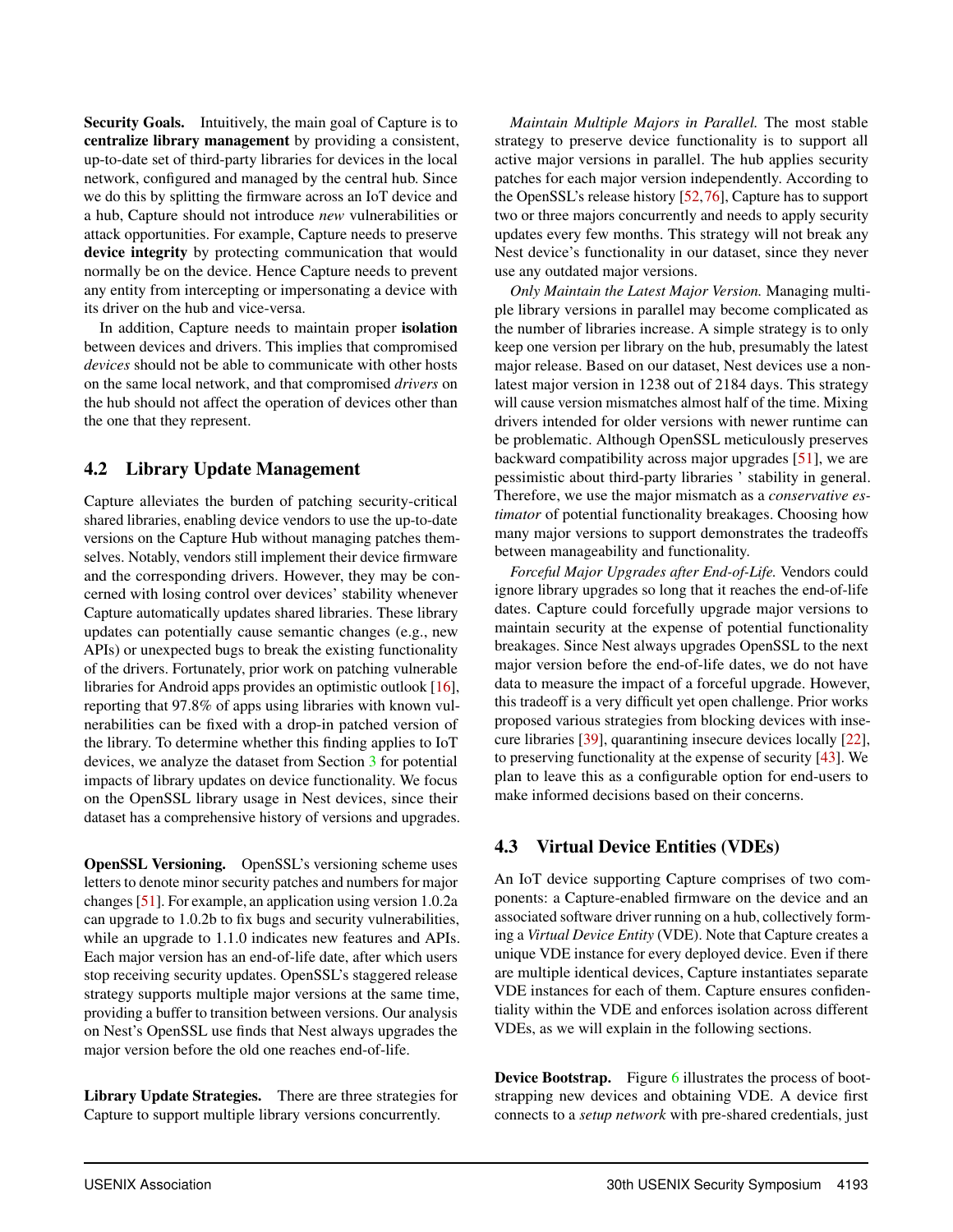**Security Goals.** Intuitively, the main goal of Capture is to **centralize library management** by providing a consistent, up-to-date set of third-party libraries for devices in the local network, configured and managed by the central hub. Since we do this by splitting the firmware across an IoT device and a hub, Capture should not introduce *new* vulnerabilities or attack opportunities. For example, Capture needs to preserve **device integrity** by protecting communication that would normally be on the device. Hence Capture needs to prevent any entity from intercepting or impersonating a device with its driver on the hub and vice-versa.

In addition, Capture needs to maintain proper **isolation** between devices and drivers. This implies that compromised *devices* should not be able to communicate with other hosts on the same local network, and that compromised *drivers* on the hub should not affect the operation of devices other than the one that they represent.

## 4.2 Library Update Management

Capture alleviates the burden of patching security-critical shared libraries, enabling device vendors to use the up-to-date versions on the Capture Hub without managing patches themselves. Notably, vendors still implement their device firmware and the corresponding drivers. However, they may be concerned with losing control over devices' stability whenever Capture automatically updates shared libraries. These library updates can potentially cause semantic changes (e.g., new APIs) or unexpected bugs to break the existing functionality of the drivers. Fortunately, prior work on patching vulnerable libraries for Android apps provides an optimistic outlook [16], reporting that 97.8% of apps using libraries with known vulnerabilities can be fixed with a drop-in patched version of the library. To determine whether this finding applies to IoT devices, we analyze the dataset from Section 3 for potential impacts of library updates on device functionality. We focus on the OpenSSL library usage in Nest devices, since their dataset has a comprehensive history of versions and upgrades.

**OpenSSL Versioning.** OpenSSL's versioning scheme uses letters to denote minor security patches and numbers for major changes [51]. For example, an application using version 1.0.2a can upgrade to 1.0.2b to fix bugs and security vulnerabilities, while an upgrade to 1.1.0 indicates new features and APIs. Each major version has an end-of-life date, after which users stop receiving security updates. OpenSSL's staggered release strategy supports multiple major versions at the same time, providing a buffer to transition between versions. Our analysis on Nest's OpenSSL use finds that Nest always upgrades the major version before the old one reaches end-of-life.

**Library Update Strategies.** There are three strategies for Capture to support multiple library versions concurrently.

*Maintain Multiple Majors in Parallel.* The most stable strategy to preserve device functionality is to support all active major versions in parallel. The hub applies security patches for each major version independently. According to the OpenSSL's release history [52,76], Capture has to support two or three majors concurrently and needs to apply security updates every few months. This strategy will not break any Nest device's functionality in our dataset, since they never use any outdated major versions.

*Only Maintain the Latest Major Version.* Managing multiple library versions in parallel may become complicated as the number of libraries increase. A simple strategy is to only keep one version per library on the hub, presumably the latest major release. Based on our dataset, Nest devices use a non-latest major version in 1238 out of 2184 days. This strategy will cause version mismatches almost half of the time. Mixing drivers intended for older versions with newer runtime can be problematic. Although OpenSSL meticulously preserves backward compatibility across major upgrades [51], we are pessimistic about third-party libraries ' stability in general. Therefore, we use the major mismatch as a *conservative estimator* of potential functionality breakages. Choosing how many major versions to support demonstrates the tradeoffs between manageability and functionality.

*Forceful Major Upgrades after End-of-Life.* Vendors could ignore library upgrades so long that it reaches the end-of-life dates. Capture could forcefully upgrade major versions to maintain security at the expense of potential functionality breakages. Since Nest always upgrades OpenSSL to the next major version before the end-of-life dates, we do not have data to measure the impact of a forceful upgrade. However, this tradeoff is a very difficult yet open challenge. Prior works proposed various strategies from blocking devices with insecure libraries [39], quarantining insecure devices locally [22], to preserving functionality at the expense of security [43]. We plan to leave this as a configurable option for end-users to make informed decisions based on their concerns.

## 4.3 Virtual Device Entities (VDEs)

An IoT device supporting Capture comprises of two components: a Capture-enabled firmware on the device and an associated software driver running on a hub, collectively forming a *Virtual Device Entity* (VDE). Note that Capture creates a unique VDE instance for every deployed device. Even if there are multiple identical devices, Capture instantiates separate VDE instances for each of them. Capture ensures confidentiality within the VDE and enforces isolation across different VDEs, as we will explain in the following sections.

**Device Bootstrap.** Figure 6 illustrates the process of bootstrapping new devices and obtaining VDE. A device first connects to a *setup network* with pre-shared credentials, just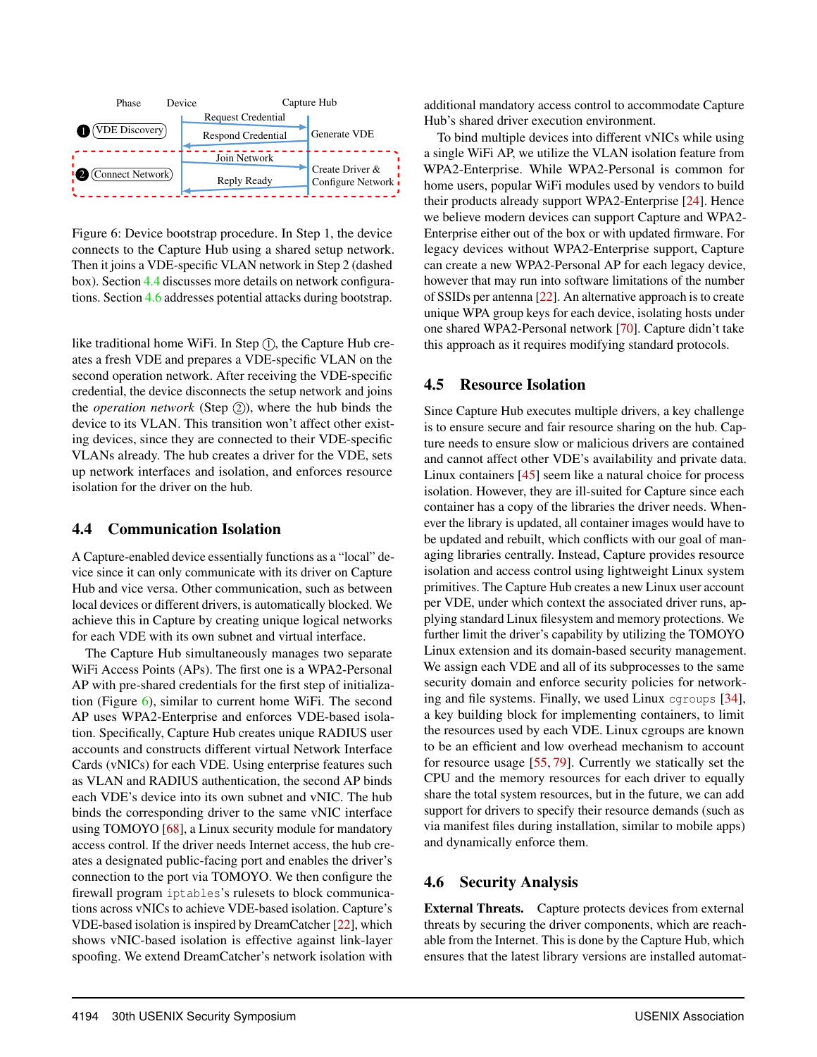| Phase | Device | | Capture Hub |
|---|---|---|---|
| ❶ VDE Discovery | | Request Credential → | |
| | | ← Respond Credential | Generate VDE |
| ❷ Connect Network | | Join Network → | Create Driver & Configure Network |
| | | ← Reply Ready | |

Figure 6: Device bootstrap procedure. In Step 1, the device connects to the Capture Hub using a shared setup network. Then it joins a VDE-specific VLAN network in Step 2 (dashed box). Section 4.4 discusses more details on network configurations. Section 4.6 addresses potential attacks during bootstrap.

like traditional home WiFi. In Step ①, the Capture Hub creates a fresh VDE and prepares a VDE-specific VLAN on the second operation network. After receiving the VDE-specific credential, the device disconnects the setup network and joins the *operation network* (Step ②), where the hub binds the device to its VLAN. This transition won't affect other existing devices, since they are connected to their VDE-specific VLANs already. The hub creates a driver for the VDE, sets up network interfaces and isolation, and enforces resource isolation for the driver on the hub.

### 4.4 Communication Isolation

A Capture-enabled device essentially functions as a "local" device since it can only communicate with its driver on Capture Hub and vice versa. Other communication, such as between local devices or different drivers, is automatically blocked. We achieve this in Capture by creating unique logical networks for each VDE with its own subnet and virtual interface.

The Capture Hub simultaneously manages two separate WiFi Access Points (APs). The first one is a WPA2-Personal AP with pre-shared credentials for the first step of initialization (Figure 6), similar to current home WiFi. The second AP uses WPA2-Enterprise and enforces VDE-based isolation. Specifically, Capture Hub creates unique RADIUS user accounts and constructs different virtual Network Interface Cards (vNICs) for each VDE. Using enterprise features such as VLAN and RADIUS authentication, the second AP binds each VDE's device into its own subnet and vNIC. The hub binds the corresponding driver to the same vNIC interface using TOMOYO [68], a Linux security module for mandatory access control. If the driver needs Internet access, the hub creates a designated public-facing port and enables the driver's connection to the port via TOMOYO. We then configure the firewall program `iptables`'s rulesets to block communications across vNICs to achieve VDE-based isolation. Capture's VDE-based isolation is inspired by DreamCatcher [22], which shows vNIC-based isolation is effective against link-layer spoofing. We extend DreamCatcher's network isolation with additional mandatory access control to accommodate Capture Hub's shared driver execution environment.

To bind multiple devices into different vNICs while using a single WiFi AP, we utilize the VLAN isolation feature from WPA2-Enterprise. While WPA2-Personal is common for home users, popular WiFi modules used by vendors to build their products already support WPA2-Enterprise [24]. Hence we believe modern devices can support Capture and WPA2-Enterprise either out of the box or with updated firmware. For legacy devices without WPA2-Enterprise support, Capture can create a new WPA2-Personal AP for each legacy device, however that may run into software limitations of the number of SSIDs per antenna [22]. An alternative approach is to create unique WPA group keys for each device, isolating hosts under one shared WPA2-Personal network [70]. Capture didn't take this approach as it requires modifying standard protocols.

### 4.5 Resource Isolation

Since Capture Hub executes multiple drivers, a key challenge is to ensure secure and fair resource sharing on the hub. Capture needs to ensure slow or malicious drivers are contained and cannot affect other VDE's availability and private data. Linux containers [45] seem like a natural choice for process isolation. However, they are ill-suited for Capture since each container has a copy of the libraries the driver needs. Whenever the library is updated, all container images would have to be updated and rebuilt, which conflicts with our goal of managing libraries centrally. Instead, Capture provides resource isolation and access control using lightweight Linux system primitives. The Capture Hub creates a new Linux user account per VDE, under which context the associated driver runs, applying standard Linux filesystem and memory protections. We further limit the driver's capability by utilizing the TOMOYO Linux extension and its domain-based security management. We assign each VDE and all of its subprocesses to the same security domain and enforce security policies for networking and file systems. Finally, we used Linux `cgroups` [34], a key building block for implementing containers, to limit the resources used by each VDE. Linux cgroups are known to be an efficient and low overhead mechanism to account for resource usage [55, 79]. Currently we statically set the CPU and the memory resources for each driver to equally share the total system resources, but in the future, we can add support for drivers to specify their resource demands (such as via manifest files during installation, similar to mobile apps) and dynamically enforce them.

### 4.6 Security Analysis

**External Threats.** Capture protects devices from external threats by securing the driver components, which are reachable from the Internet. This is done by the Capture Hub, which ensures that the latest library versions are installed automat-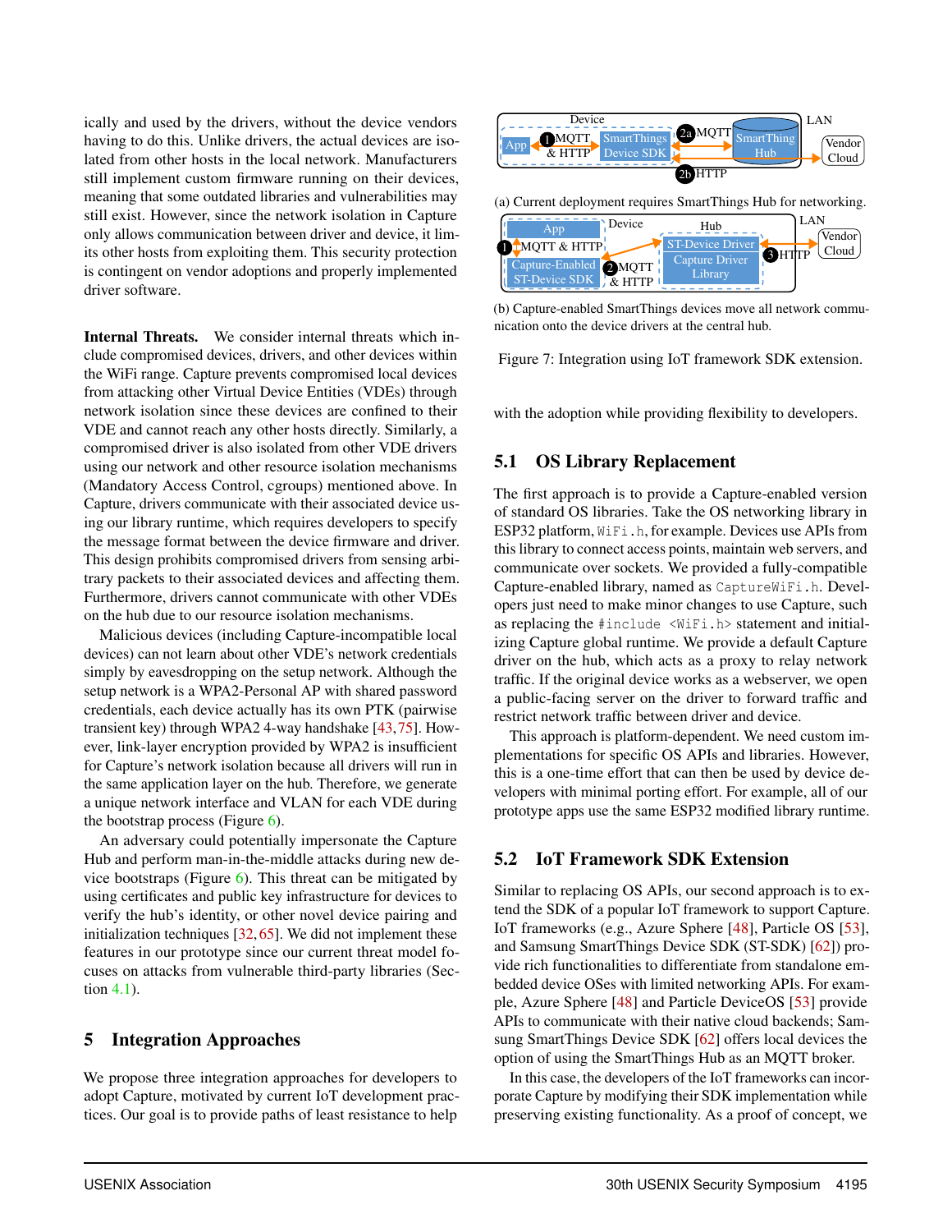ically and used by the drivers, without the device vendors having to do this. Unlike drivers, the actual devices are isolated from other hosts in the local network. Manufacturers still implement custom firmware running on their devices, meaning that some outdated libraries and vulnerabilities may still exist. However, since the network isolation in Capture only allows communication between driver and device, it limits other hosts from exploiting them. This security protection is contingent on vendor adoptions and properly implemented driver software.

**Internal Threats.** We consider internal threats which include compromised devices, drivers, and other devices within the WiFi range. Capture prevents compromised local devices from attacking other Virtual Device Entities (VDEs) through network isolation since these devices are confined to their VDE and cannot reach any other hosts directly. Similarly, a compromised driver is also isolated from other VDE drivers using our network and other resource isolation mechanisms (Mandatory Access Control, cgroups) mentioned above. In Capture, drivers communicate with their associated device using our library runtime, which requires developers to specify the message format between the device firmware and driver. This design prohibits compromised drivers from sensing arbitrary packets to their associated devices and affecting them. Furthermore, drivers cannot communicate with other VDEs on the hub due to our resource isolation mechanisms.

Malicious devices (including Capture-incompatible local devices) can not learn about other VDE's network credentials simply by eavesdropping on the setup network. Although the setup network is a WPA2-Personal AP with shared password credentials, each device actually has its own PTK (pairwise transient key) through WPA2 4-way handshake [43, 75]. However, link-layer encryption provided by WPA2 is insufficient for Capture's network isolation because all drivers will run in the same application layer on the hub. Therefore, we generate a unique network interface and VLAN for each VDE during the bootstrap process (Figure 6).

An adversary could potentially impersonate the Capture Hub and perform man-in-the-middle attacks during new device bootstraps (Figure 6). This threat can be mitigated by using certificates and public key infrastructure for devices to verify the hub's identity, or other novel device pairing and initialization techniques [32, 65]. We did not implement these features in our prototype since our current threat model focuses on attacks from vulnerable third-party libraries (Section 4.1).

## 5 Integration Approaches

We propose three integration approaches for developers to adopt Capture, motivated by current IoT development practices. Our goal is to provide paths of least resistance to help with the adoption while providing flexibility to developers.

(a) Current deployment requires SmartThings Hub for networking.

(b) Capture-enabled SmartThings devices move all network communication onto the device drivers at the central hub.

Figure 7: Integration using IoT framework SDK extension.

### 5.1 OS Library Replacement

The first approach is to provide a Capture-enabled version of standard OS libraries. Take the OS networking library in ESP32 platform, `WiFi.h`, for example. Devices use APIs from this library to connect access points, maintain web servers, and communicate over sockets. We provided a fully-compatible Capture-enabled library, named as `CaptureWiFi.h`. Developers just need to make minor changes to use Capture, such as replacing the `#include <WiFi.h>` statement and initializing Capture global runtime. We provide a default Capture driver on the hub, which acts as a proxy to relay network traffic. If the original device works as a webserver, we open a public-facing server on the driver to forward traffic and restrict network traffic between driver and device.

This approach is platform-dependent. We need custom implementations for specific OS APIs and libraries. However, this is a one-time effort that can then be used by device developers with minimal porting effort. For example, all of our prototype apps use the same ESP32 modified library runtime.

### 5.2 IoT Framework SDK Extension

Similar to replacing OS APIs, our second approach is to extend the SDK of a popular IoT framework to support Capture. IoT frameworks (e.g., Azure Sphere [48], Particle OS [53], and Samsung SmartThings Device SDK (ST-SDK) [62]) provide rich functionalities to differentiate from standalone embedded device OSes with limited networking APIs. For example, Azure Sphere [48] and Particle DeviceOS [53] provide APIs to communicate with their native cloud backends; Samsung SmartThings Device SDK [62] offers local devices the option of using the SmartThings Hub as an MQTT broker.

In this case, the developers of the IoT frameworks can incorporate Capture by modifying their SDK implementation while preserving existing functionality. As a proof of concept, we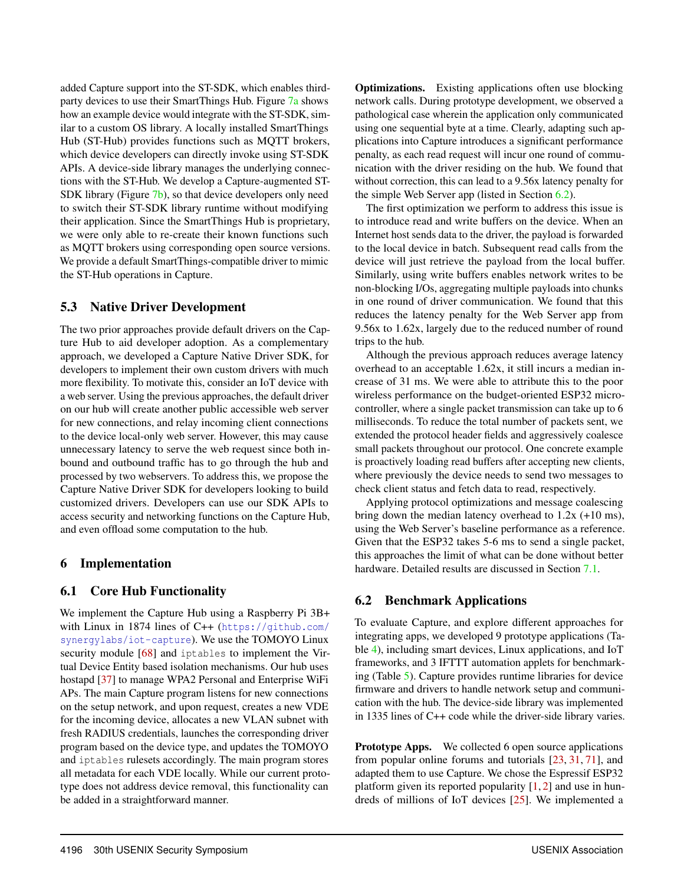added Capture support into the ST-SDK, which enables third-party devices to use their SmartThings Hub. Figure 7a shows how an example device would integrate with the ST-SDK, similar to a custom OS library. A locally installed SmartThings Hub (ST-Hub) provides functions such as MQTT brokers, which device developers can directly invoke using ST-SDK APIs. A device-side library manages the underlying connections with the ST-Hub. We develop a Capture-augmented ST-SDK library (Figure 7b), so that device developers only need to switch their ST-SDK library runtime without modifying their application. Since the SmartThings Hub is proprietary, we were only able to re-create their known functions such as MQTT brokers using corresponding open source versions. We provide a default SmartThings-compatible driver to mimic the ST-Hub operations in Capture.

### 5.3 Native Driver Development

The two prior approaches provide default drivers on the Capture Hub to aid developer adoption. As a complementary approach, we developed a Capture Native Driver SDK, for developers to implement their own custom drivers with much more flexibility. To motivate this, consider an IoT device with a web server. Using the previous approaches, the default driver on our hub will create another public accessible web server for new connections, and relay incoming client connections to the device local-only web server. However, this may cause unnecessary latency to serve the web request since both inbound and outbound traffic has to go through the hub and processed by two webservers. To address this, we propose the Capture Native Driver SDK for developers looking to build customized drivers. Developers can use our SDK APIs to access security and networking functions on the Capture Hub, and even offload some computation to the hub.

## 6 Implementation

### 6.1 Core Hub Functionality

We implement the Capture Hub using a Raspberry Pi 3B+ with Linux in 1874 lines of C++ (https://github.com/synergylabs/iot-capture). We use the TOMOYO Linux security module [68] and `iptables` to implement the Virtual Device Entity based isolation mechanisms. Our hub uses hostapd [37] to manage WPA2 Personal and Enterprise WiFi APs. The main Capture program listens for new connections on the setup network, and upon request, creates a new VDE for the incoming device, allocates a new VLAN subnet with fresh RADIUS credentials, launches the corresponding driver program based on the device type, and updates the TOMOYO and `iptables` rulesets accordingly. The main program stores all metadata for each VDE locally. While our current prototype does not address device removal, this functionality can be added in a straightforward manner.

**Optimizations.** Existing applications often use blocking network calls. During prototype development, we observed a pathological case wherein the application only communicated using one sequential byte at a time. Clearly, adapting such applications into Capture introduces a significant performance penalty, as each read request will incur one round of communication with the driver residing on the hub. We found that without correction, this can lead to a 9.56x latency penalty for the simple Web Server app (listed in Section 6.2).

The first optimization we perform to address this issue is to introduce read and write buffers on the device. When an Internet host sends data to the driver, the payload is forwarded to the local device in batch. Subsequent read calls from the device will just retrieve the payload from the local buffer. Similarly, using write buffers enables network writes to be non-blocking I/Os, aggregating multiple payloads into chunks in one round of driver communication. We found that this reduces the latency penalty for the Web Server app from 9.56x to 1.62x, largely due to the reduced number of round trips to the hub.

Although the previous approach reduces average latency overhead to an acceptable 1.62x, it still incurs a median increase of 31 ms. We were able to attribute this to the poor wireless performance on the budget-oriented ESP32 microcontroller, where a single packet transmission can take up to 6 milliseconds. To reduce the total number of packets sent, we extended the protocol header fields and aggressively coalesce small packets throughout our protocol. One concrete example is proactively loading read buffers after accepting new clients, where previously the device needs to send two messages to check client status and fetch data to read, respectively.

Applying protocol optimizations and message coalescing bring down the median latency overhead to 1.2x (+10 ms), using the Web Server's baseline performance as a reference. Given that the ESP32 takes 5-6 ms to send a single packet, this approaches the limit of what can be done without better hardware. Detailed results are discussed in Section 7.1.

### 6.2 Benchmark Applications

To evaluate Capture, and explore different approaches for integrating apps, we developed 9 prototype applications (Table 4), including smart devices, Linux applications, and IoT frameworks, and 3 IFTTT automation applets for benchmarking (Table 5). Capture provides runtime libraries for device firmware and drivers to handle network setup and communication with the hub. The device-side library was implemented in 1335 lines of C++ code while the driver-side library varies.

**Prototype Apps.** We collected 6 open source applications from popular online forums and tutorials [23, 31, 71], and adapted them to use Capture. We chose the Espressif ESP32 platform given its reported popularity [1, 2] and use in hundreds of millions of IoT devices [25]. We implemented a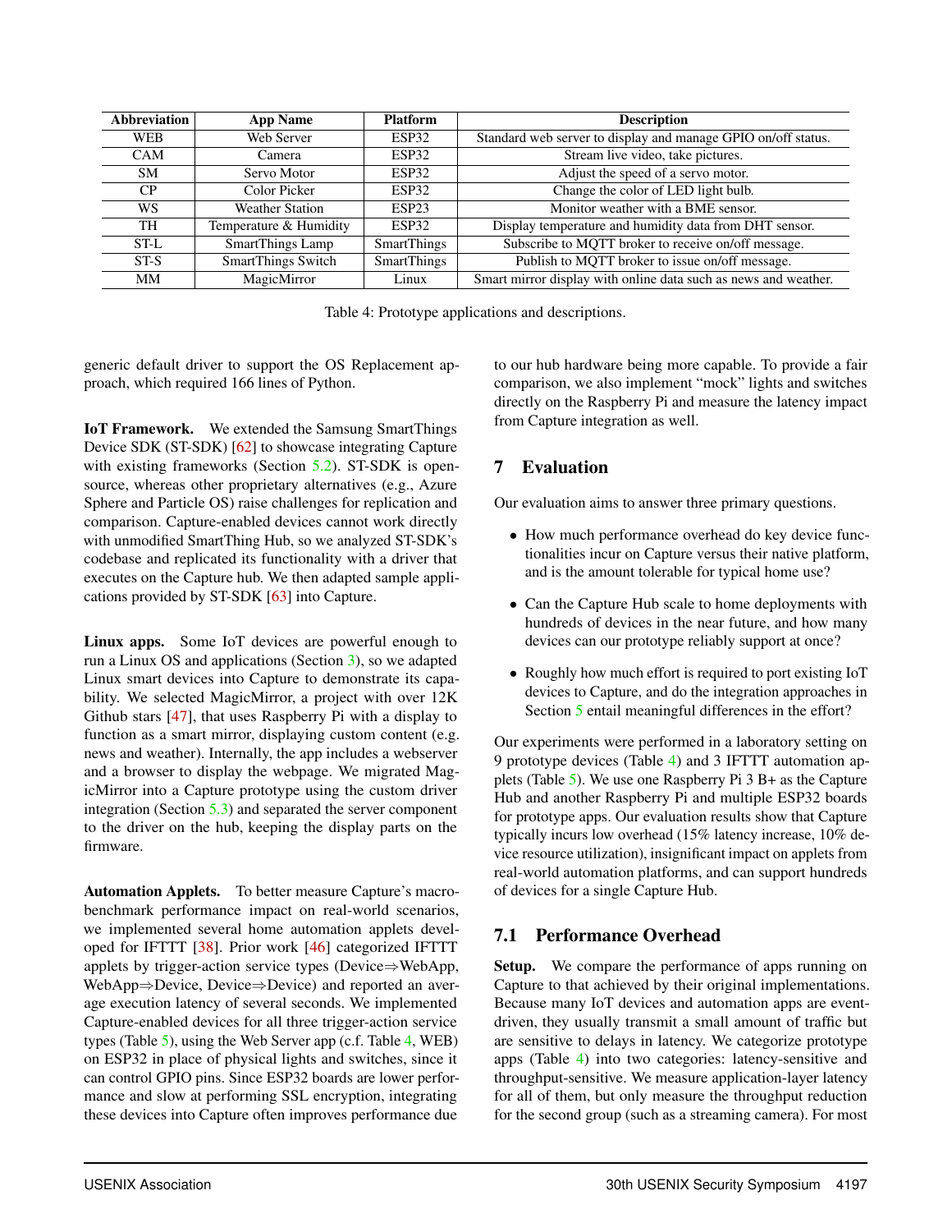| Abbreviation | App Name | Platform | Description |
|---|---|---|---|
| WEB | Web Server | ESP32 | Standard web server to display and manage GPIO on/off status. |
| CAM | Camera | ESP32 | Stream live video, take pictures. |
| SM | Servo Motor | ESP32 | Adjust the speed of a servo motor. |
| CP | Color Picker | ESP32 | Change the color of LED light bulb. |
| WS | Weather Station | ESP23 | Monitor weather with a BME sensor. |
| TH | Temperature & Humidity | ESP32 | Display temperature and humidity data from DHT sensor. |
| ST-L | SmartThings Lamp | SmartThings | Subscribe to MQTT broker to receive on/off message. |
| ST-S | SmartThings Switch | SmartThings | Publish to MQTT broker to issue on/off message. |
| MM | MagicMirror | Linux | Smart mirror display with online data such as news and weather. |

Table 4: Prototype applications and descriptions.

generic default driver to support the OS Replacement approach, which required 166 lines of Python.

**IoT Framework.** We extended the Samsung SmartThings Device SDK (ST-SDK) [62] to showcase integrating Capture with existing frameworks (Section 5.2). ST-SDK is open-source, whereas other proprietary alternatives (e.g., Azure Sphere and Particle OS) raise challenges for replication and comparison. Capture-enabled devices cannot work directly with unmodified SmartThing Hub, so we analyzed ST-SDK's codebase and replicated its functionality with a driver that executes on the Capture hub. We then adapted sample applications provided by ST-SDK [63] into Capture.

**Linux apps.** Some IoT devices are powerful enough to run a Linux OS and applications (Section 3), so we adapted Linux smart devices into Capture to demonstrate its capability. We selected MagicMirror, a project with over 12K Github stars [47], that uses Raspberry Pi with a display to function as a smart mirror, displaying custom content (e.g. news and weather). Internally, the app includes a webserver and a browser to display the webpage. We migrated MagicMirror into a Capture prototype using the custom driver integration (Section 5.3) and separated the server component to the driver on the hub, keeping the display parts on the firmware.

**Automation Applets.** To better measure Capture's macro-benchmark performance impact on real-world scenarios, we implemented several home automation applets developed for IFTTT [38]. Prior work [46] categorized IFTTT applets by trigger-action service types (Device⇒WebApp, WebApp⇒Device, Device⇒Device) and reported an average execution latency of several seconds. We implemented Capture-enabled devices for all three trigger-action service types (Table 5), using the Web Server app (c.f. Table 4, WEB) on ESP32 in place of physical lights and switches, since it can control GPIO pins. Since ESP32 boards are lower performance and slow at performing SSL encryption, integrating these devices into Capture often improves performance due to our hub hardware being more capable. To provide a fair comparison, we also implement "mock" lights and switches directly on the Raspberry Pi and measure the latency impact from Capture integration as well.

## 7 Evaluation

Our evaluation aims to answer three primary questions.

- How much performance overhead do key device functionalities incur on Capture versus their native platform, and is the amount tolerable for typical home use?
- Can the Capture Hub scale to home deployments with hundreds of devices in the near future, and how many devices can our prototype reliably support at once?
- Roughly how much effort is required to port existing IoT devices to Capture, and do the integration approaches in Section 5 entail meaningful differences in the effort?

Our experiments were performed in a laboratory setting on 9 prototype devices (Table 4) and 3 IFTTT automation applets (Table 5). We use one Raspberry Pi 3 B+ as the Capture Hub and another Raspberry Pi and multiple ESP32 boards for prototype apps. Our evaluation results show that Capture typically incurs low overhead (15% latency increase, 10% device resource utilization), insignificant impact on applets from real-world automation platforms, and can support hundreds of devices for a single Capture Hub.

### 7.1 Performance Overhead

**Setup.** We compare the performance of apps running on Capture to that achieved by their original implementations. Because many IoT devices and automation apps are event-driven, they usually transmit a small amount of traffic but are sensitive to delays in latency. We categorize prototype apps (Table 4) into two categories: latency-sensitive and throughput-sensitive. We measure application-layer latency for all of them, but only measure the throughput reduction for the second group (such as a streaming camera). For most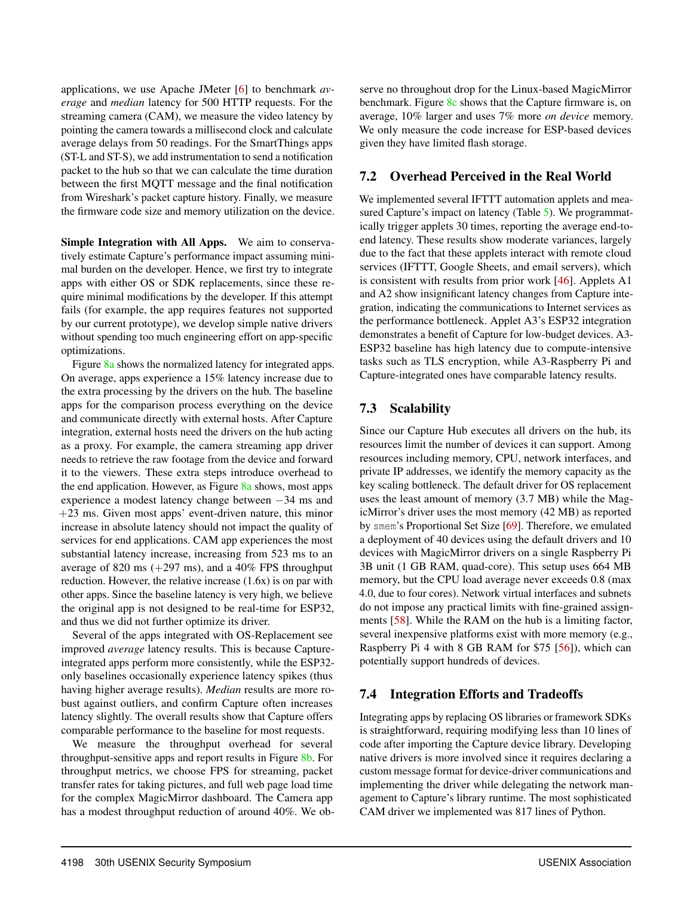applications, we use Apache JMeter [6] to benchmark *average* and *median* latency for 500 HTTP requests. For the streaming camera (CAM), we measure the video latency by pointing the camera towards a millisecond clock and calculate average delays from 50 readings. For the SmartThings apps (ST-L and ST-S), we add instrumentation to send a notification packet to the hub so that we can calculate the time duration between the first MQTT message and the final notification from Wireshark's packet capture history. Finally, we measure the firmware code size and memory utilization on the device.

**Simple Integration with All Apps.** We aim to conservatively estimate Capture's performance impact assuming minimal burden on the developer. Hence, we first try to integrate apps with either OS or SDK replacements, since these require minimal modifications by the developer. If this attempt fails (for example, the app requires features not supported by our current prototype), we develop simple native drivers without spending too much engineering effort on app-specific optimizations.

Figure 8a shows the normalized latency for integrated apps. On average, apps experience a 15% latency increase due to the extra processing by the drivers on the hub. The baseline apps for the comparison process everything on the device and communicate directly with external hosts. After Capture integration, external hosts need the drivers on the hub acting as a proxy. For example, the camera streaming app driver needs to retrieve the raw footage from the device and forward it to the viewers. These extra steps introduce overhead to the end application. However, as Figure 8a shows, most apps experience a modest latency change between −34 ms and +23 ms. Given most apps' event-driven nature, this minor increase in absolute latency should not impact the quality of services for end applications. CAM app experiences the most substantial latency increase, increasing from 523 ms to an average of 820 ms (+297 ms), and a 40% FPS throughput reduction. However, the relative increase (1.6x) is on par with other apps. Since the baseline latency is very high, we believe the original app is not designed to be real-time for ESP32, and thus we did not further optimize its driver.

Several of the apps integrated with OS-Replacement see improved *average* latency results. This is because Capture-integrated apps perform more consistently, while the ESP32-only baselines occasionally experience latency spikes (thus having higher average results). *Median* results are more robust against outliers, and confirm Capture often increases latency slightly. The overall results show that Capture offers comparable performance to the baseline for most requests.

We measure the throughput overhead for several throughput-sensitive apps and report results in Figure 8b. For throughput metrics, we choose FPS for streaming, packet transfer rates for taking pictures, and full web page load time for the complex MagicMirror dashboard. The Camera app has a modest throughput reduction of around 40%. We observe no throughout drop for the Linux-based MagicMirror benchmark. Figure 8c shows that the Capture firmware is, on average, 10% larger and uses 7% more *on device* memory. We only measure the code increase for ESP-based devices given they have limited flash storage.

## 7.2 Overhead Perceived in the Real World

We implemented several IFTTT automation applets and measured Capture's impact on latency (Table 5). We programmatically trigger applets 30 times, reporting the average end-to-end latency. These results show moderate variances, largely due to the fact that these applets interact with remote cloud services (IFTTT, Google Sheets, and email servers), which is consistent with results from prior work [46]. Applets A1 and A2 show insignificant latency changes from Capture integration, indicating the communications to Internet services as the performance bottleneck. Applet A3's ESP32 integration demonstrates a benefit of Capture for low-budget devices. A3-ESP32 baseline has high latency due to compute-intensive tasks such as TLS encryption, while A3-Raspberry Pi and Capture-integrated ones have comparable latency results.

## 7.3 Scalability

Since our Capture Hub executes all drivers on the hub, its resources limit the number of devices it can support. Among resources including memory, CPU, network interfaces, and private IP addresses, we identify the memory capacity as the key scaling bottleneck. The default driver for OS replacement uses the least amount of memory (3.7 MB) while the MagicMirror's driver uses the most memory (42 MB) as reported by `smem`'s Proportional Set Size [69]. Therefore, we emulated a deployment of 40 devices using the default drivers and 10 devices with MagicMirror drivers on a single Raspberry Pi 3B unit (1 GB RAM, quad-core). This setup uses 664 MB memory, but the CPU load average never exceeds 0.8 (max 4.0, due to four cores). Network virtual interfaces and subnets do not impose any practical limits with fine-grained assignments [58]. While the RAM on the hub is a limiting factor, several inexpensive platforms exist with more memory (e.g., Raspberry Pi 4 with 8 GB RAM for $75 [56]), which can potentially support hundreds of devices.

## 7.4 Integration Efforts and Tradeoffs

Integrating apps by replacing OS libraries or framework SDKs is straightforward, requiring modifying less than 10 lines of code after importing the Capture device library. Developing native drivers is more involved since it requires declaring a custom message format for device-driver communications and implementing the driver while delegating the network management to Capture's library runtime. The most sophisticated CAM driver we implemented was 817 lines of Python.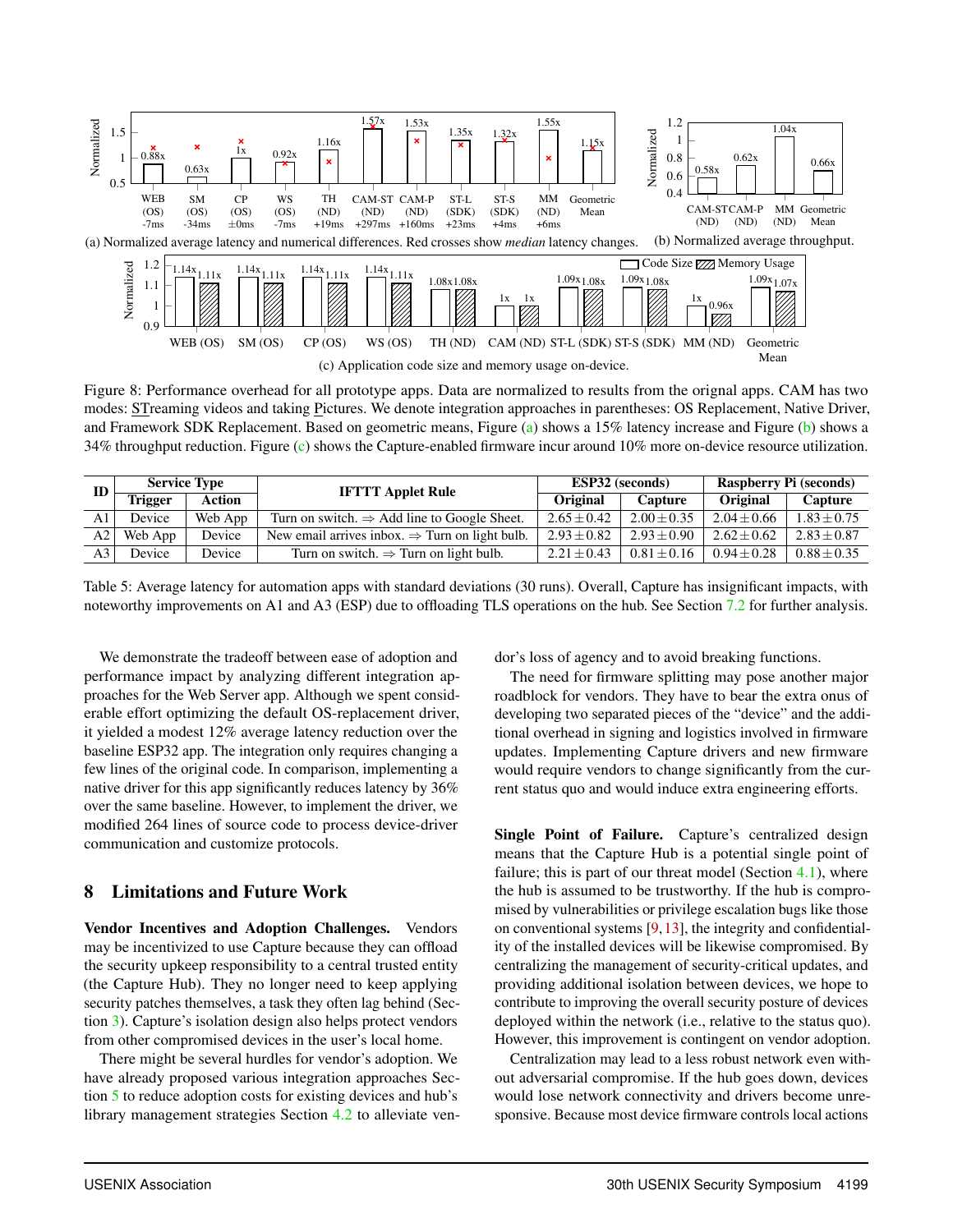Figure 8: Performance overhead for all prototype apps. Data are normalized to results from the orignal apps. CAM has two modes: STreaming videos and taking Pictures. We denote integration approaches in parentheses: OS Replacement, Native Driver, and Framework SDK Replacement. Based on geometric means, Figure (a) shows a 15% latency increase and Figure (b) shows a 34% throughput reduction. Figure (c) shows the Capture-enabled firmware incur around 10% more on-device resource utilization.

| ID | Service Type | | IFTTT Applet Rule | ESP32 (seconds) | | Raspberry Pi (seconds) | |
|---|---|---|---|---|---|---|---|
| | Trigger | Action | | Original | Capture | Original | Capture |
| A1 | Device | Web App | Turn on switch. ⇒ Add line to Google Sheet. | $2.65 \pm 0.42$ | $2.00 \pm 0.35$ | $2.04 \pm 0.66$ | $1.83 \pm 0.75$ |
| A2 | Web App | Device | New email arrives inbox. ⇒ Turn on light bulb. | $2.93 \pm 0.82$ | $2.93 \pm 0.90$ | $2.62 \pm 0.62$ | $2.83 \pm 0.87$ |
| A3 | Device | Device | Turn on switch. ⇒ Turn on light bulb. | $2.21 \pm 0.43$ | $0.81 \pm 0.16$ | $0.94 \pm 0.28$ | $0.88 \pm 0.35$ |

Table 5: Average latency for automation apps with standard deviations (30 runs). Overall, Capture has insignificant impacts, with noteworthy improvements on A1 and A3 (ESP) due to offloading TLS operations on the hub. See Section 7.2 for further analysis.

We demonstrate the tradeoff between ease of adoption and performance impact by analyzing different integration approaches for the Web Server app. Although we spent considerable effort optimizing the default OS-replacement driver, it yielded a modest 12% average latency reduction over the baseline ESP32 app. The integration only requires changing a few lines of the original code. In comparison, implementing a native driver for this app significantly reduces latency by 36% over the same baseline. However, to implement the driver, we modified 264 lines of source code to process device-driver communication and customize protocols.

## 8 Limitations and Future Work

**Vendor Incentives and Adoption Challenges.** Vendors may be incentivized to use Capture because they can offload the security upkeep responsibility to a central trusted entity (the Capture Hub). They no longer need to keep applying security patches themselves, a task they often lag behind (Section 3). Capture's isolation design also helps protect vendors from other compromised devices in the user's local home.

There might be several hurdles for vendor's adoption. We have already proposed various integration approaches Section 5 to reduce adoption costs for existing devices and hub's library management strategies Section 4.2 to alleviate vendor's loss of agency and to avoid breaking functions.

The need for firmware splitting may pose another major roadblock for vendors. They have to bear the extra onus of developing two separated pieces of the "device" and the additional overhead in signing and logistics involved in firmware updates. Implementing Capture drivers and new firmware would require vendors to change significantly from the current status quo and would induce extra engineering efforts.

**Single Point of Failure.** Capture's centralized design means that the Capture Hub is a potential single point of failure; this is part of our threat model (Section 4.1), where the hub is assumed to be trustworthy. If the hub is compromised by vulnerabilities or privilege escalation bugs like those on conventional systems [9,13], the integrity and confidentiality of the installed devices will be likewise compromised. By centralizing the management of security-critical updates, and providing additional isolation between devices, we hope to contribute to improving the overall security posture of devices deployed within the network (i.e., relative to the status quo). However, this improvement is contingent on vendor adoption.

Centralization may lead to a less robust network even without adversarial compromise. If the hub goes down, devices would lose network connectivity and drivers become unresponsive. Because most device firmware controls local actions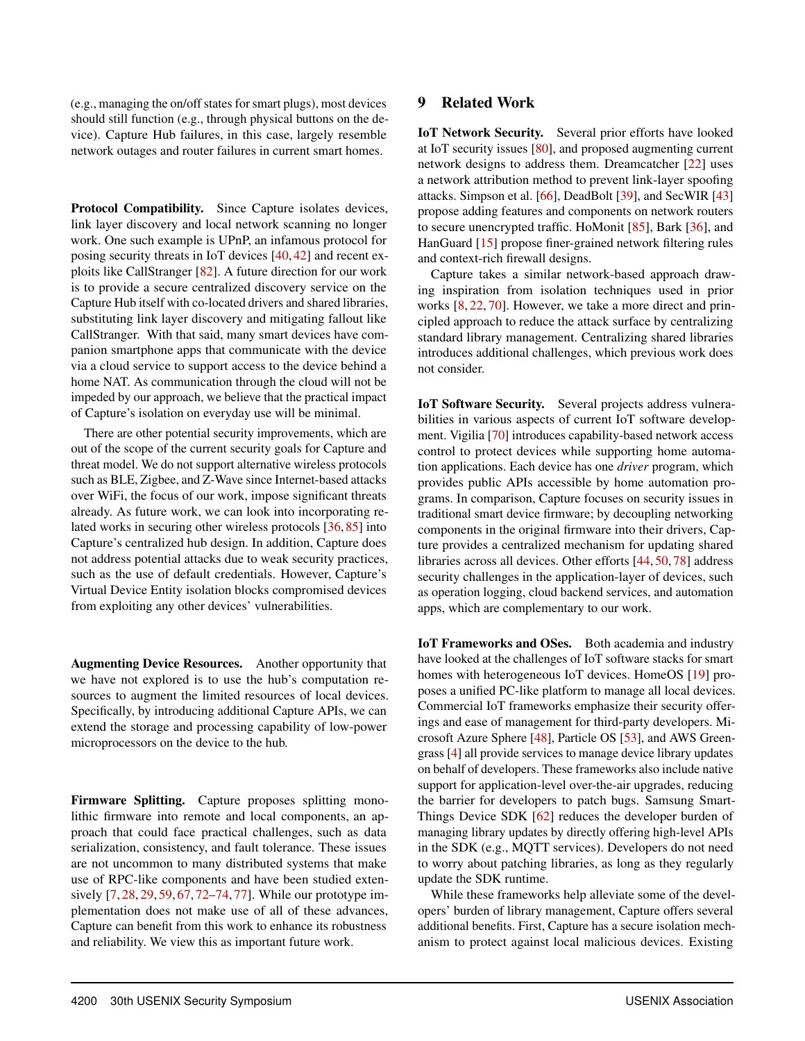(e.g., managing the on/off states for smart plugs), most devices should still function (e.g., through physical buttons on the device). Capture Hub failures, in this case, largely resemble network outages and router failures in current smart homes.

**Protocol Compatibility.** Since Capture isolates devices, link layer discovery and local network scanning no longer work. One such example is UPnP, an infamous protocol for posing security threats in IoT devices [40, 42] and recent exploits like CallStranger [82]. A future direction for our work is to provide a secure centralized discovery service on the Capture Hub itself with co-located drivers and shared libraries, substituting link layer discovery and mitigating fallout like CallStranger. With that said, many smart devices have companion smartphone apps that communicate with the device via a cloud service to support access to the device behind a home NAT. As communication through the cloud will not be impeded by our approach, we believe that the practical impact of Capture's isolation on everyday use will be minimal.

There are other potential security improvements, which are out of the scope of the current security goals for Capture and threat model. We do not support alternative wireless protocols such as BLE, Zigbee, and Z-Wave since Internet-based attacks over WiFi, the focus of our work, impose significant threats already. As future work, we can look into incorporating related works in securing other wireless protocols [36, 85] into Capture's centralized hub design. In addition, Capture does not address potential attacks due to weak security practices, such as the use of default credentials. However, Capture's Virtual Device Entity isolation blocks compromised devices from exploiting any other devices' vulnerabilities.

**Augmenting Device Resources.** Another opportunity that we have not explored is to use the hub's computation resources to augment the limited resources of local devices. Specifically, by introducing additional Capture APIs, we can extend the storage and processing capability of low-power microprocessors on the device to the hub.

**Firmware Splitting.** Capture proposes splitting monolithic firmware into remote and local components, an approach that could face practical challenges, such as data serialization, consistency, and fault tolerance. These issues are not uncommon to many distributed systems that make use of RPC-like components and have been studied extensively [7, 28, 29, 59, 67, 72–74, 77]. While our prototype implementation does not make use of all of these advances, Capture can benefit from this work to enhance its robustness and reliability. We view this as important future work.

## 9 Related Work

**IoT Network Security.** Several prior efforts have looked at IoT security issues [80], and proposed augmenting current network designs to address them. Dreamcatcher [22] uses a network attribution method to prevent link-layer spoofing attacks. Simpson et al. [66], DeadBolt [39], and SecWIR [43] propose adding features and components on network routers to secure unencrypted traffic. HoMonit [85], Bark [36], and HanGuard [15] propose finer-grained network filtering rules and context-rich firewall designs.

Capture takes a similar network-based approach drawing inspiration from isolation techniques used in prior works [8, 22, 70]. However, we take a more direct and principled approach to reduce the attack surface by centralizing standard library management. Centralizing shared libraries introduces additional challenges, which previous work does not consider.

**IoT Software Security.** Several projects address vulnerabilities in various aspects of current IoT software development. Vigilia [70] introduces capability-based network access control to protect devices while supporting home automation applications. Each device has one *driver* program, which provides public APIs accessible by home automation programs. In comparison, Capture focuses on security issues in traditional smart device firmware; by decoupling networking components in the original firmware into their drivers, Capture provides a centralized mechanism for updating shared libraries across all devices. Other efforts [44, 50, 78] address security challenges in the application-layer of devices, such as operation logging, cloud backend services, and automation apps, which are complementary to our work.

**IoT Frameworks and OSes.** Both academia and industry have looked at the challenges of IoT software stacks for smart homes with heterogeneous IoT devices. HomeOS [19] proposes a unified PC-like platform to manage all local devices. Commercial IoT frameworks emphasize their security offerings and ease of management for third-party developers. Microsoft Azure Sphere [48], Particle OS [53], and AWS Greengrass [4] all provide services to manage device library updates on behalf of developers. These frameworks also include native support for application-level over-the-air upgrades, reducing the barrier for developers to patch bugs. Samsung SmartThings Device SDK [62] reduces the developer burden of managing library updates by directly offering high-level APIs in the SDK (e.g., MQTT services). Developers do not need to worry about patching libraries, as long as they regularly update the SDK runtime.

While these frameworks help alleviate some of the developers' burden of library management, Capture offers several additional benefits. First, Capture has a secure isolation mechanism to protect against local malicious devices. Existing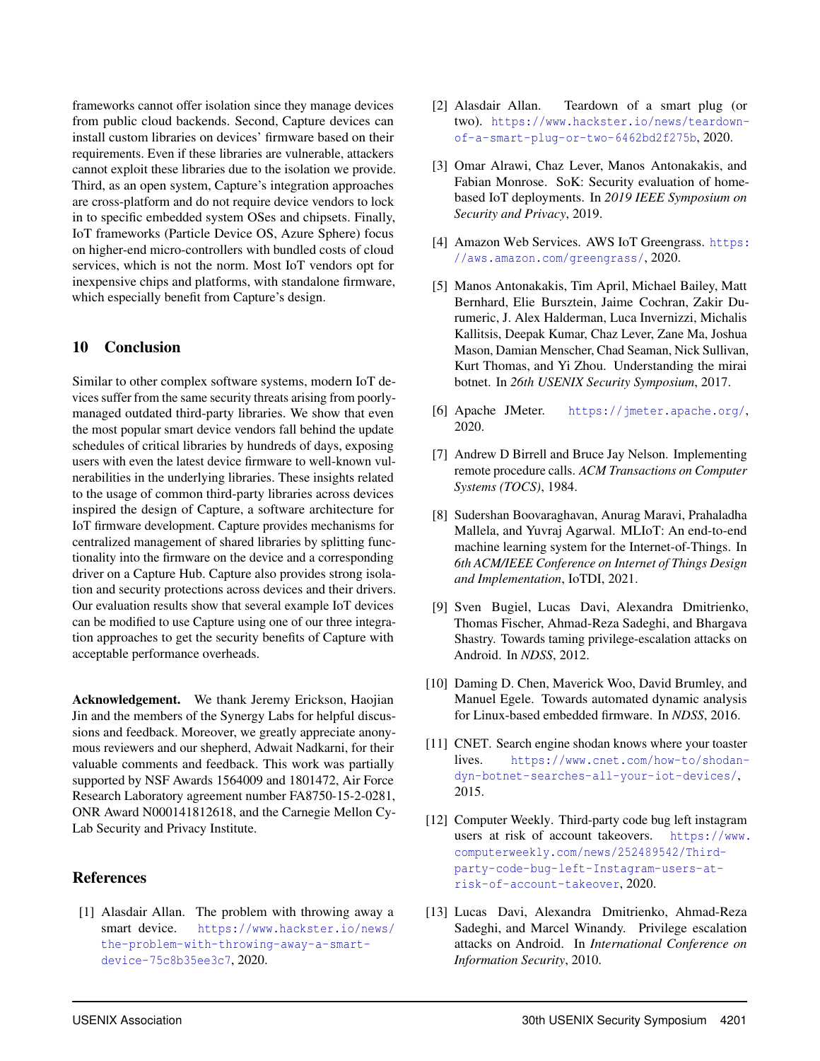frameworks cannot offer isolation since they manage devices from public cloud backends. Second, Capture devices can install custom libraries on devices' firmware based on their requirements. Even if these libraries are vulnerable, attackers cannot exploit these libraries due to the isolation we provide. Third, as an open system, Capture's integration approaches are cross-platform and do not require device vendors to lock in to specific embedded system OSes and chipsets. Finally, IoT frameworks (Particle Device OS, Azure Sphere) focus on higher-end micro-controllers with bundled costs of cloud services, which is not the norm. Most IoT vendors opt for inexpensive chips and platforms, with standalone firmware, which especially benefit from Capture's design.

## 10 Conclusion

Similar to other complex software systems, modern IoT devices suffer from the same security threats arising from poorly-managed outdated third-party libraries. We show that even the most popular smart device vendors fall behind the update schedules of critical libraries by hundreds of days, exposing users with even the latest device firmware to well-known vulnerabilities in the underlying libraries. These insights related to the usage of common third-party libraries across devices inspired the design of Capture, a software architecture for IoT firmware development. Capture provides mechanisms for centralized management of shared libraries by splitting functionality into the firmware on the device and a corresponding driver on a Capture Hub. Capture also provides strong isolation and security protections across devices and their drivers. Our evaluation results show that several example IoT devices can be modified to use Capture using one of our three integration approaches to get the security benefits of Capture with acceptable performance overheads.

**Acknowledgement.** We thank Jeremy Erickson, Haojian Jin and the members of the Synergy Labs for helpful discussions and feedback. Moreover, we greatly appreciate anonymous reviewers and our shepherd, Adwait Nadkarni, for their valuable comments and feedback. This work was partially supported by NSF Awards 1564009 and 1801472, Air Force Research Laboratory agreement number FA8750-15-2-0281, ONR Award N000141812618, and the Carnegie Mellon CyLab Security and Privacy Institute.

## References

[1] Alasdair Allan. The problem with throwing away a smart device. https://www.hackster.io/news/the-problem-with-throwing-away-a-smart-device-75c8b35ee3c7, 2020.

[2] Alasdair Allan. Teardown of a smart plug (or two). https://www.hackster.io/news/teardown-of-a-smart-plug-or-two-6462bd2f275b, 2020.

[3] Omar Alrawi, Chaz Lever, Manos Antonakakis, and Fabian Monrose. SoK: Security evaluation of home-based IoT deployments. In *2019 IEEE Symposium on Security and Privacy*, 2019.

[4] Amazon Web Services. AWS IoT Greengrass. https://aws.amazon.com/greengrass/, 2020.

[5] Manos Antonakakis, Tim April, Michael Bailey, Matt Bernhard, Elie Bursztein, Jaime Cochran, Zakir Durumeric, J. Alex Halderman, Luca Invernizzi, Michalis Kallitsis, Deepak Kumar, Chaz Lever, Zane Ma, Joshua Mason, Damian Menscher, Chad Seaman, Nick Sullivan, Kurt Thomas, and Yi Zhou. Understanding the mirai botnet. In *26th USENIX Security Symposium*, 2017.

[6] Apache JMeter. https://jmeter.apache.org/, 2020.

[7] Andrew D Birrell and Bruce Jay Nelson. Implementing remote procedure calls. *ACM Transactions on Computer Systems (TOCS)*, 1984.

[8] Sudershan Boovaraghavan, Anurag Maravi, Prahaladha Mallela, and Yuvraj Agarwal. MLIoT: An end-to-end machine learning system for the Internet-of-Things. In *6th ACM/IEEE Conference on Internet of Things Design and Implementation*, IoTDI, 2021.

[9] Sven Bugiel, Lucas Davi, Alexandra Dmitrienko, Thomas Fischer, Ahmad-Reza Sadeghi, and Bhargava Shastry. Towards taming privilege-escalation attacks on Android. In *NDSS*, 2012.

[10] Daming D. Chen, Maverick Woo, David Brumley, and Manuel Egele. Towards automated dynamic analysis for Linux-based embedded firmware. In *NDSS*, 2016.

[11] CNET. Search engine shodan knows where your toaster lives. https://www.cnet.com/how-to/shodan-dyn-botnet-searches-all-your-iot-devices/, 2015.

[12] Computer Weekly. Third-party code bug left instagram users at risk of account takeovers. https://www.computerweekly.com/news/252489542/Third-party-code-bug-left-Instagram-users-at-risk-of-account-takeover, 2020.

[13] Lucas Davi, Alexandra Dmitrienko, Ahmad-Reza Sadeghi, and Marcel Winandy. Privilege escalation attacks on Android. In *International Conference on Information Security*, 2010.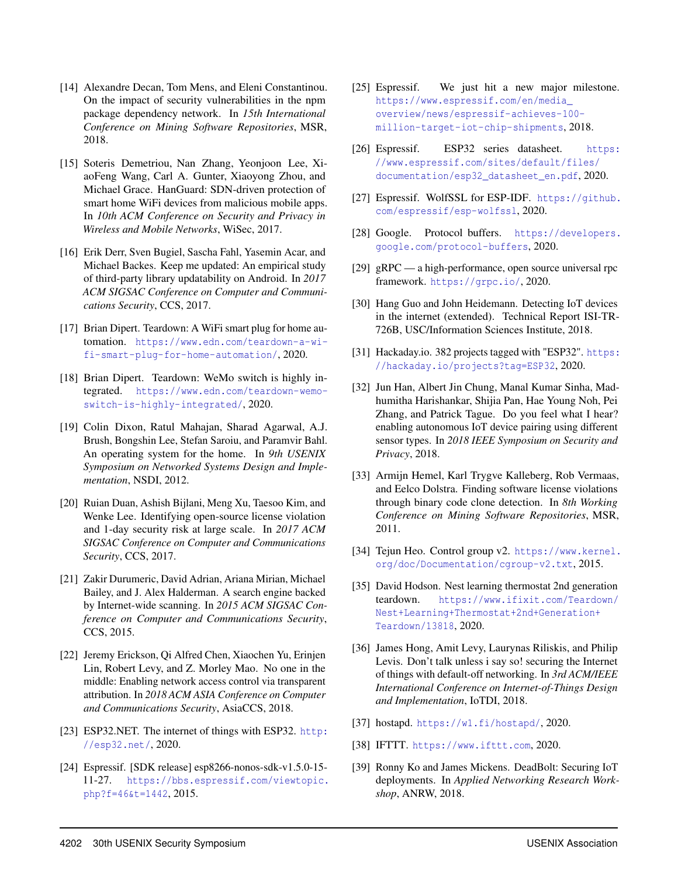[14] Alexandre Decan, Tom Mens, and Eleni Constantinou. On the impact of security vulnerabilities in the npm package dependency network. In *15th International Conference on Mining Software Repositories*, MSR, 2018.

[15] Soteris Demetriou, Nan Zhang, Yeonjoon Lee, XiaoFeng Wang, Carl A. Gunter, Xiaoyong Zhou, and Michael Grace. HanGuard: SDN-driven protection of smart home WiFi devices from malicious mobile apps. In *10th ACM Conference on Security and Privacy in Wireless and Mobile Networks*, WiSec, 2017.

[16] Erik Derr, Sven Bugiel, Sascha Fahl, Yasemin Acar, and Michael Backes. Keep me updated: An empirical study of third-party library updatability on Android. In *2017 ACM SIGSAC Conference on Computer and Communications Security*, CCS, 2017.

[17] Brian Dipert. Teardown: A WiFi smart plug for home automation. https://www.edn.com/teardown-a-wi-fi-smart-plug-for-home-automation/, 2020.

[18] Brian Dipert. Teardown: WeMo switch is highly integrated. https://www.edn.com/teardown-wemo-switch-is-highly-integrated/, 2020.

[19] Colin Dixon, Ratul Mahajan, Sharad Agarwal, A.J. Brush, Bongshin Lee, Stefan Saroiu, and Paramvir Bahl. An operating system for the home. In *9th USENIX Symposium on Networked Systems Design and Implementation*, NSDI, 2012.

[20] Ruian Duan, Ashish Bijlani, Meng Xu, Taesoo Kim, and Wenke Lee. Identifying open-source license violation and 1-day security risk at large scale. In *2017 ACM SIGSAC Conference on Computer and Communications Security*, CCS, 2017.

[21] Zakir Durumeric, David Adrian, Ariana Mirian, Michael Bailey, and J. Alex Halderman. A search engine backed by Internet-wide scanning. In *2015 ACM SIGSAC Conference on Computer and Communications Security*, CCS, 2015.

[22] Jeremy Erickson, Qi Alfred Chen, Xiaochen Yu, Erinjen Lin, Robert Levy, and Z. Morley Mao. No one in the middle: Enabling network access control via transparent attribution. In *2018 ACM ASIA Conference on Computer and Communications Security*, AsiaCCS, 2018.

[23] ESP32.NET. The internet of things with ESP32. http://esp32.net/, 2020.

[24] Espressif. [SDK release] esp8266-nonos-sdk-v1.5.0-15-11-27. https://bbs.espressif.com/viewtopic.php?f=46&t=1442, 2015.

[25] Espressif. We just hit a new major milestone. https://www.espressif.com/en/media_overview/news/espressif-achieves-100-million-target-iot-chip-shipments, 2018.

[26] Espressif. ESP32 series datasheet. https://www.espressif.com/sites/default/files/documentation/esp32_datasheet_en.pdf, 2020.

[27] Espressif. WolfSSL for ESP-IDF. https://github.com/espressif/esp-wolfssl, 2020.

[28] Google. Protocol buffers. https://developers.google.com/protocol-buffers, 2020.

[29] gRPC — a high-performance, open source universal rpc framework. https://grpc.io/, 2020.

[30] Hang Guo and John Heidemann. Detecting IoT devices in the internet (extended). Technical Report ISI-TR-726B, USC/Information Sciences Institute, 2018.

[31] Hackaday.io. 382 projects tagged with "ESP32". https://hackaday.io/projects?tag=ESP32, 2020.

[32] Jun Han, Albert Jin Chung, Manal Kumar Sinha, Madhumitha Harishankar, Shijia Pan, Hae Young Noh, Pei Zhang, and Patrick Tague. Do you feel what I hear? enabling autonomous IoT device pairing using different sensor types. In *2018 IEEE Symposium on Security and Privacy*, 2018.

[33] Armijn Hemel, Karl Trygve Kalleberg, Rob Vermaas, and Eelco Dolstra. Finding software license violations through binary code clone detection. In *8th Working Conference on Mining Software Repositories*, MSR, 2011.

[34] Tejun Heo. Control group v2. https://www.kernel.org/doc/Documentation/cgroup-v2.txt, 2015.

[35] David Hodson. Nest learning thermostat 2nd generation teardown. https://www.ifixit.com/Teardown/Nest+Learning+Thermostat+2nd+Generation+Teardown/13818, 2020.

[36] James Hong, Amit Levy, Laurynas Riliskis, and Philip Levis. Don't talk unless i say so! securing the Internet of things with default-off networking. In *3rd ACM/IEEE International Conference on Internet-of-Things Design and Implementation*, IoTDI, 2018.

[37] hostapd. https://w1.fi/hostapd/, 2020.

[38] IFTTT. https://www.ifttt.com, 2020.

[39] Ronny Ko and James Mickens. DeadBolt: Securing IoT deployments. In *Applied Networking Research Workshop*, ANRW, 2018.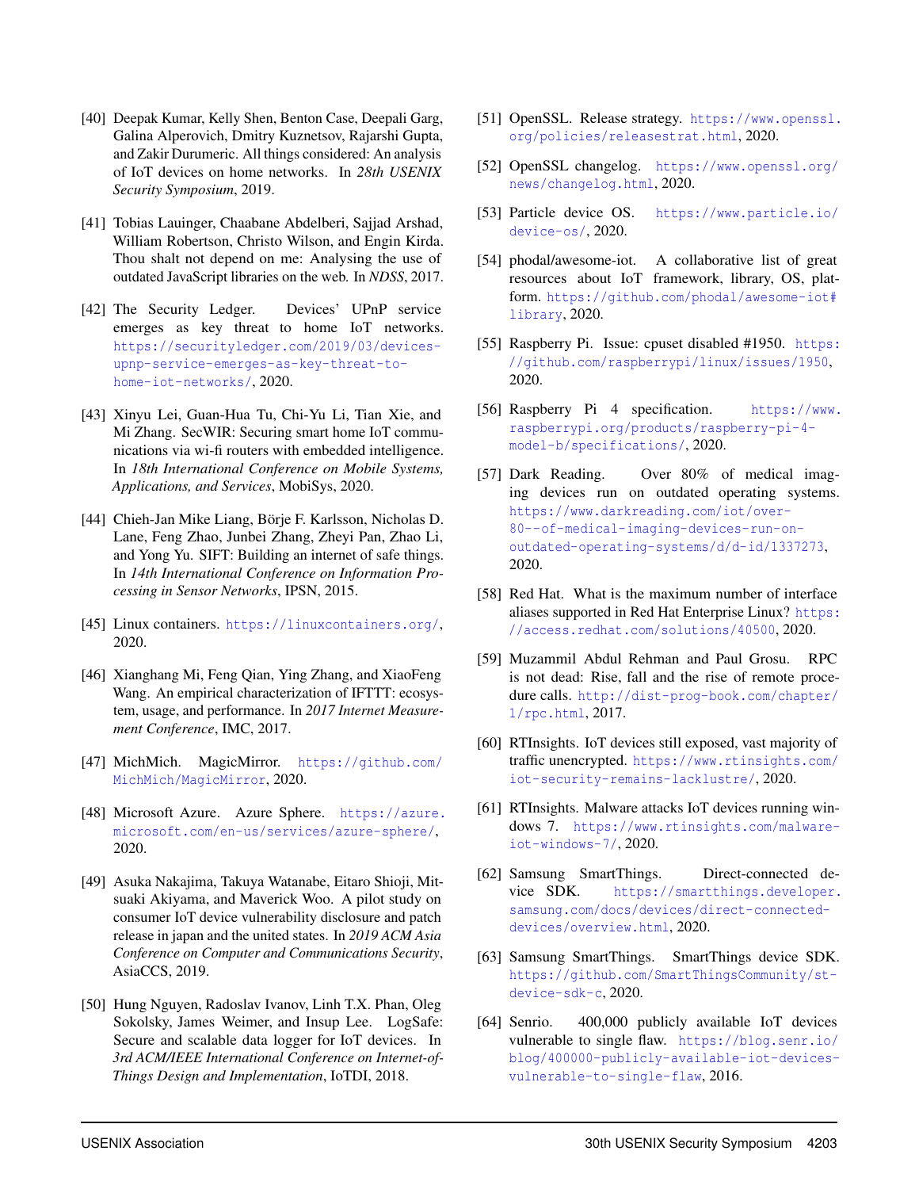[40] Deepak Kumar, Kelly Shen, Benton Case, Deepali Garg, Galina Alperovich, Dmitry Kuznetsov, Rajarshi Gupta, and Zakir Durumeric. All things considered: An analysis of IoT devices on home networks. In *28th USENIX Security Symposium*, 2019.

[41] Tobias Lauinger, Chaabane Abdelberi, Sajjad Arshad, William Robertson, Christo Wilson, and Engin Kirda. Thou shalt not depend on me: Analysing the use of outdated JavaScript libraries on the web. In *NDSS*, 2017.

[42] The Security Ledger. Devices' UPnP service emerges as key threat to home IoT networks. https://securityledger.com/2019/03/devices-upnp-service-emerges-as-key-threat-to-home-iot-networks/, 2020.

[43] Xinyu Lei, Guan-Hua Tu, Chi-Yu Li, Tian Xie, and Mi Zhang. SecWIR: Securing smart home IoT communications via wi-fi routers with embedded intelligence. In *18th International Conference on Mobile Systems, Applications, and Services*, MobiSys, 2020.

[44] Chieh-Jan Mike Liang, Börje F. Karlsson, Nicholas D. Lane, Feng Zhao, Junbei Zhang, Zheyi Pan, Zhao Li, and Yong Yu. SIFT: Building an internet of safe things. In *14th International Conference on Information Processing in Sensor Networks*, IPSN, 2015.

[45] Linux containers. https://linuxcontainers.org/, 2020.

[46] Xianghang Mi, Feng Qian, Ying Zhang, and XiaoFeng Wang. An empirical characterization of IFTTT: ecosystem, usage, and performance. In *2017 Internet Measurement Conference*, IMC, 2017.

[47] MichMich. MagicMirror. https://github.com/MichMich/MagicMirror, 2020.

[48] Microsoft Azure. Azure Sphere. https://azure.microsoft.com/en-us/services/azure-sphere/, 2020.

[49] Asuka Nakajima, Takuya Watanabe, Eitaro Shioji, Mitsuaki Akiyama, and Maverick Woo. A pilot study on consumer IoT device vulnerability disclosure and patch release in japan and the united states. In *2019 ACM Asia Conference on Computer and Communications Security*, AsiaCCS, 2019.

[50] Hung Nguyen, Radoslav Ivanov, Linh T.X. Phan, Oleg Sokolsky, James Weimer, and Insup Lee. LogSafe: Secure and scalable data logger for IoT devices. In *3rd ACM/IEEE International Conference on Internet-of-Things Design and Implementation*, IoTDI, 2018.

[51] OpenSSL. Release strategy. https://www.openssl.org/policies/releasestrat.html, 2020.

[52] OpenSSL changelog. https://www.openssl.org/news/changelog.html, 2020.

[53] Particle device OS. https://www.particle.io/device-os/, 2020.

[54] phodal/awesome-iot. A collaborative list of great resources about IoT framework, library, OS, platform. https://github.com/phodal/awesome-iot#library, 2020.

[55] Raspberry Pi. Issue: cpuset disabled #1950. https://github.com/raspberrypi/linux/issues/1950, 2020.

[56] Raspberry Pi 4 specification. https://www.raspberrypi.org/products/raspberry-pi-4-model-b/specifications/, 2020.

[57] Dark Reading. Over 80% of medical imaging devices run on outdated operating systems. https://www.darkreading.com/iot/over-80--of-medical-imaging-devices-run-on-outdated-operating-systems/d/d-id/1337273, 2020.

[58] Red Hat. What is the maximum number of interface aliases supported in Red Hat Enterprise Linux? https://access.redhat.com/solutions/40500, 2020.

[59] Muzammil Abdul Rehman and Paul Grosu. RPC is not dead: Rise, fall and the rise of remote procedure calls. http://dist-prog-book.com/chapter/1/rpc.html, 2017.

[60] RTInsights. IoT devices still exposed, vast majority of traffic unencrypted. https://www.rtinsights.com/iot-security-remains-lacklustre/, 2020.

[61] RTInsights. Malware attacks IoT devices running windows 7. https://www.rtinsights.com/malware-iot-windows-7/, 2020.

[62] Samsung SmartThings. Direct-connected device SDK. https://smartthings.developer.samsung.com/docs/devices/direct-connected-devices/overview.html, 2020.

[63] Samsung SmartThings. SmartThings device SDK. https://github.com/SmartThingsCommunity/st-device-sdk-c, 2020.

[64] Senrio. 400,000 publicly available IoT devices vulnerable to single flaw. https://blog.senr.io/blog/400000-publicly-available-iot-devices-vulnerable-to-single-flaw, 2016.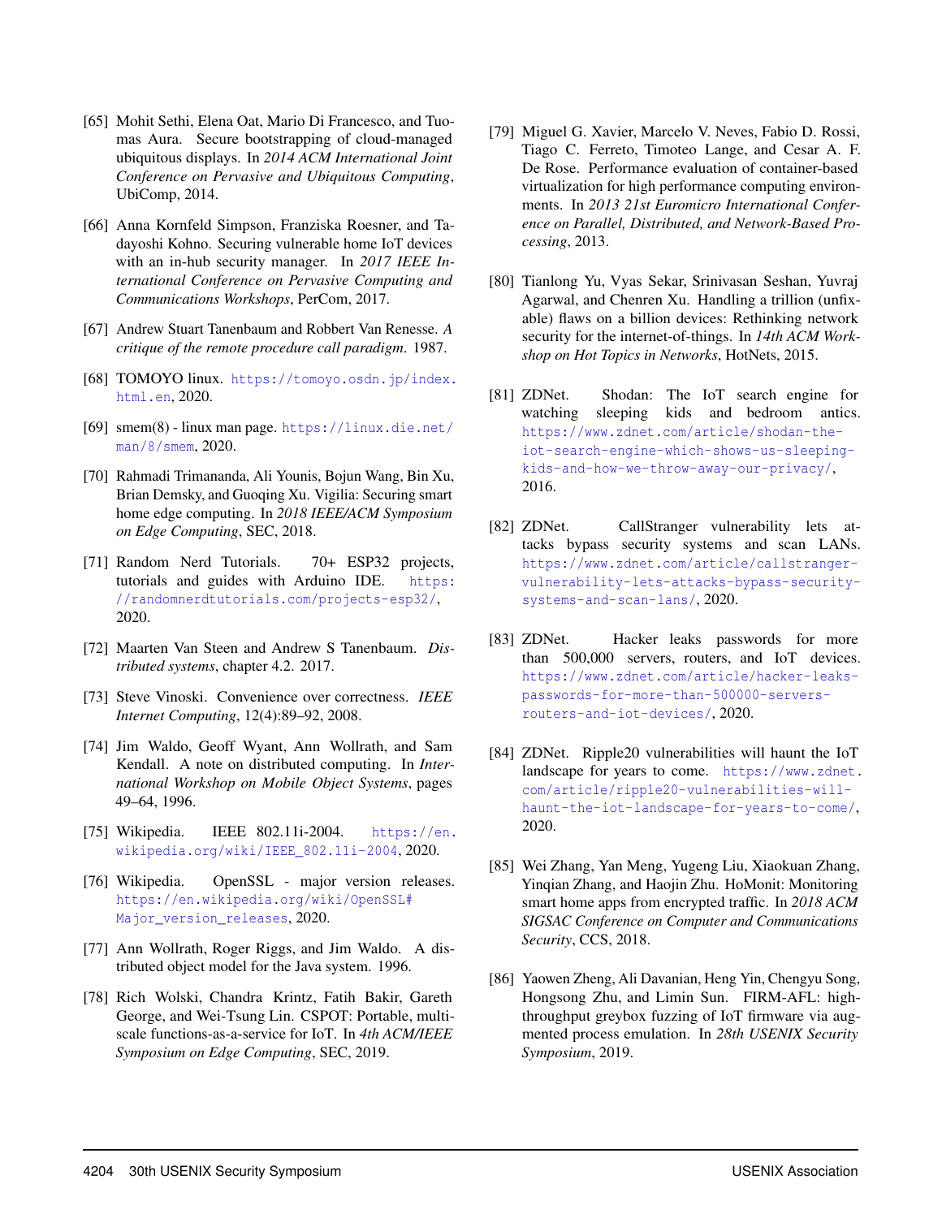[65] Mohit Sethi, Elena Oat, Mario Di Francesco, and Tuomas Aura. Secure bootstrapping of cloud-managed ubiquitous displays. In *2014 ACM International Joint Conference on Pervasive and Ubiquitous Computing*, UbiComp, 2014.

[66] Anna Kornfeld Simpson, Franziska Roesner, and Tadayoshi Kohno. Securing vulnerable home IoT devices with an in-hub security manager. In *2017 IEEE International Conference on Pervasive Computing and Communications Workshops*, PerCom, 2017.

[67] Andrew Stuart Tanenbaum and Robbert Van Renesse. *A critique of the remote procedure call paradigm*. 1987.

[68] TOMOYO linux. https://tomoyo.osdn.jp/index.html.en, 2020.

[69] smem(8) - linux man page. https://linux.die.net/man/8/smem, 2020.

[70] Rahmadi Trimananda, Ali Younis, Bojun Wang, Bin Xu, Brian Demsky, and Guoqing Xu. Vigilia: Securing smart home edge computing. In *2018 IEEE/ACM Symposium on Edge Computing*, SEC, 2018.

[71] Random Nerd Tutorials. 70+ ESP32 projects, tutorials and guides with Arduino IDE. https://randomnerdtutorials.com/projects-esp32/, 2020.

[72] Maarten Van Steen and Andrew S Tanenbaum. *Distributed systems*, chapter 4.2. 2017.

[73] Steve Vinoski. Convenience over correctness. *IEEE Internet Computing*, 12(4):89–92, 2008.

[74] Jim Waldo, Geoff Wyant, Ann Wollrath, and Sam Kendall. A note on distributed computing. In *International Workshop on Mobile Object Systems*, pages 49–64, 1996.

[75] Wikipedia. IEEE 802.11i-2004. https://en.wikipedia.org/wiki/IEEE_802.11i-2004, 2020.

[76] Wikipedia. OpenSSL - major version releases. https://en.wikipedia.org/wiki/OpenSSL#Major_version_releases, 2020.

[77] Ann Wollrath, Roger Riggs, and Jim Waldo. A distributed object model for the Java system. 1996.

[78] Rich Wolski, Chandra Krintz, Fatih Bakir, Gareth George, and Wei-Tsung Lin. CSPOT: Portable, multi-scale functions-as-a-service for IoT. In *4th ACM/IEEE Symposium on Edge Computing*, SEC, 2019.

[79] Miguel G. Xavier, Marcelo V. Neves, Fabio D. Rossi, Tiago C. Ferreto, Timoteo Lange, and Cesar A. F. De Rose. Performance evaluation of container-based virtualization for high performance computing environments. In *2013 21st Euromicro International Conference on Parallel, Distributed, and Network-Based Processing*, 2013.

[80] Tianlong Yu, Vyas Sekar, Srinivasan Seshan, Yuvraj Agarwal, and Chenren Xu. Handling a trillion (unfixable) flaws on a billion devices: Rethinking network security for the internet-of-things. In *14th ACM Workshop on Hot Topics in Networks*, HotNets, 2015.

[81] ZDNet. Shodan: The IoT search engine for watching sleeping kids and bedroom antics. https://www.zdnet.com/article/shodan-the-iot-search-engine-which-shows-us-sleeping-kids-and-how-we-throw-away-our-privacy/, 2016.

[82] ZDNet. CallStranger vulnerability lets attacks bypass security systems and scan LANs. https://www.zdnet.com/article/callstranger-vulnerability-lets-attacks-bypass-security-systems-and-scan-lans/, 2020.

[83] ZDNet. Hacker leaks passwords for more than 500,000 servers, routers, and IoT devices. https://www.zdnet.com/article/hacker-leaks-passwords-for-more-than-500000-servers-routers-and-iot-devices/, 2020.

[84] ZDNet. Ripple20 vulnerabilities will haunt the IoT landscape for years to come. https://www.zdnet.com/article/ripple20-vulnerabilities-will-haunt-the-iot-landscape-for-years-to-come/, 2020.

[85] Wei Zhang, Yan Meng, Yugeng Liu, Xiaokuan Zhang, Yinqian Zhang, and Haojin Zhu. HoMonit: Monitoring smart home apps from encrypted traffic. In *2018 ACM SIGSAC Conference on Computer and Communications Security*, CCS, 2018.

[86] Yaowen Zheng, Ali Davanian, Heng Yin, Chengyu Song, Hongsong Zhu, and Limin Sun. FIRM-AFL: high-throughput greybox fuzzing of IoT firmware via augmented process emulation. In *28th USENIX Security Symposium*, 2019.